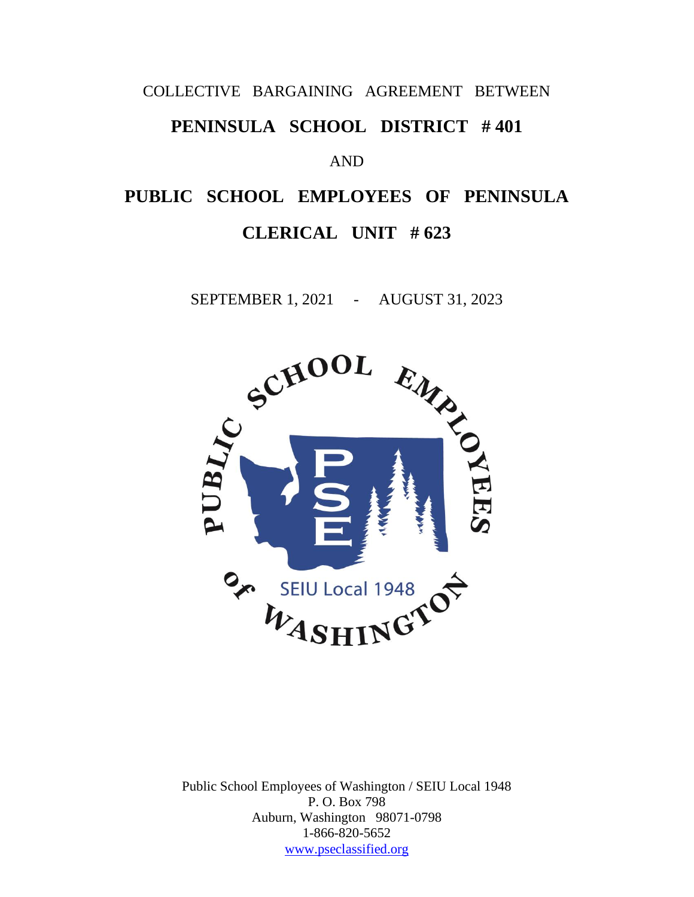COLLECTIVE BARGAINING AGREEMENT BETWEEN

# PENINSULA SCHOOL DISTRICT # 401

AND

# PUBLIC SCHOOL EMPLOYEES OF PENINSULA

# CLERICAL UNIT # 623

SEPTEMBER 1, 2021 - AUGUST 31, 2023

Public School Employees of Washington / SEIU Local 1948
P. O. Box 798
Auburn, Washington 98071-0798
1-866-820-5652
www.pseclassified.org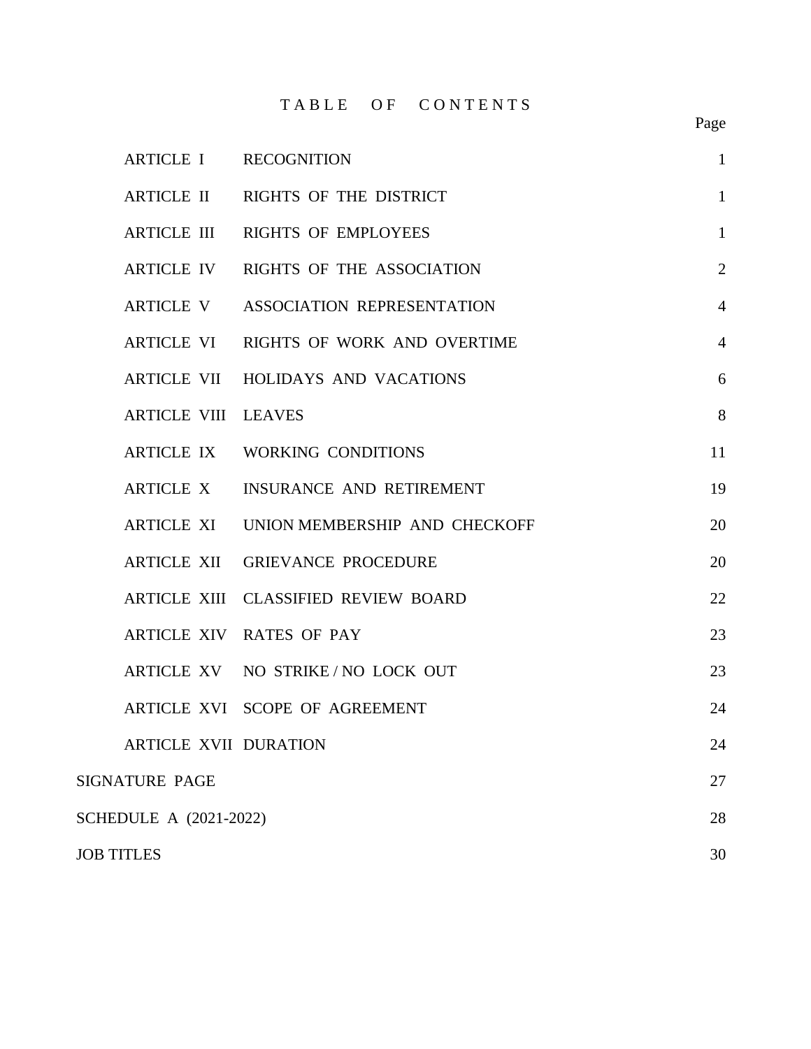# TABLE OF CONTENTS

| | | Page |
|---|---|---|
| ARTICLE I | RECOGNITION | 1 |
| ARTICLE II | RIGHTS OF THE DISTRICT | 1 |
| ARTICLE III | RIGHTS OF EMPLOYEES | 1 |
| ARTICLE IV | RIGHTS OF THE ASSOCIATION | 2 |
| ARTICLE V | ASSOCIATION REPRESENTATION | 4 |
| ARTICLE VI | RIGHTS OF WORK AND OVERTIME | 4 |
| ARTICLE VII | HOLIDAYS AND VACATIONS | 6 |
| ARTICLE VIII | LEAVES | 8 |
| ARTICLE IX | WORKING CONDITIONS | 11 |
| ARTICLE X | INSURANCE AND RETIREMENT | 19 |
| ARTICLE XI | UNION MEMBERSHIP AND CHECKOFF | 20 |
| ARTICLE XII | GRIEVANCE PROCEDURE | 20 |
| ARTICLE XIII | CLASSIFIED REVIEW BOARD | 22 |
| ARTICLE XIV | RATES OF PAY | 23 |
| ARTICLE XV | NO STRIKE / NO LOCK OUT | 23 |
| ARTICLE XVI | SCOPE OF AGREEMENT | 24 |
| ARTICLE XVII | DURATION | 24 |
| SIGNATURE PAGE | | 27 |
| SCHEDULE A (2021-2022) | | 28 |
| JOB TITLES | | 30 |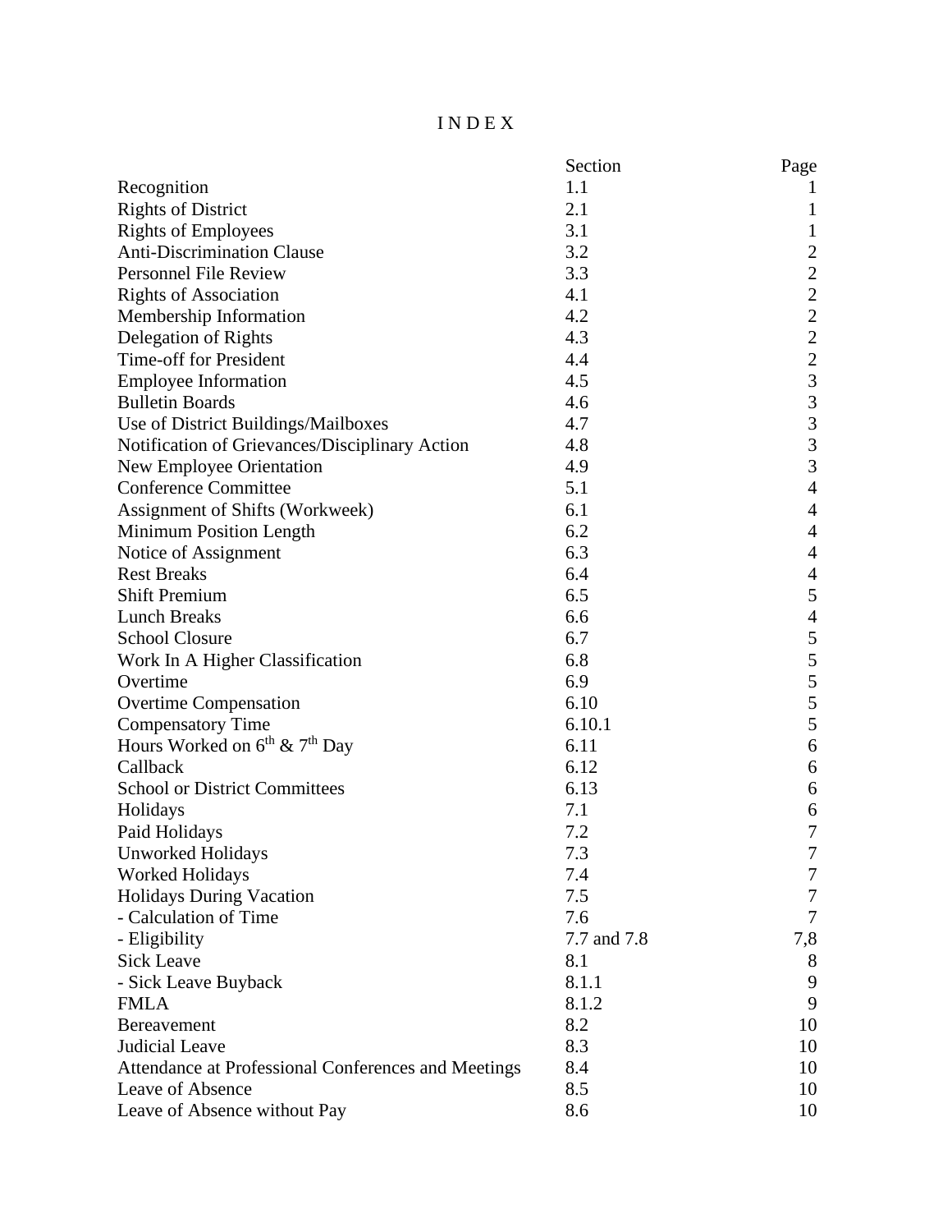# INDEX

| | Section | Page |
|---|---|---|
| Recognition | 1.1 | 1 |
| Rights of District | 2.1 | 1 |
| Rights of Employees | 3.1 | 1 |
| Anti-Discrimination Clause | 3.2 | 2 |
| Personnel File Review | 3.3 | 2 |
| Rights of Association | 4.1 | 2 |
| Membership Information | 4.2 | 2 |
| Delegation of Rights | 4.3 | 2 |
| Time-off for President | 4.4 | 2 |
| Employee Information | 4.5 | 3 |
| Bulletin Boards | 4.6 | 3 |
| Use of District Buildings/Mailboxes | 4.7 | 3 |
| Notification of Grievances/Disciplinary Action | 4.8 | 3 |
| New Employee Orientation | 4.9 | 3 |
| Conference Committee | 5.1 | 4 |
| Assignment of Shifts (Workweek) | 6.1 | 4 |
| Minimum Position Length | 6.2 | 4 |
| Notice of Assignment | 6.3 | 4 |
| Rest Breaks | 6.4 | 4 |
| Shift Premium | 6.5 | 5 |
| Lunch Breaks | 6.6 | 4 |
| School Closure | 6.7 | 5 |
| Work In A Higher Classification | 6.8 | 5 |
| Overtime | 6.9 | 5 |
| Overtime Compensation | 6.10 | 5 |
| Compensatory Time | 6.10.1 | 5 |
| Hours Worked on 6th & 7th Day | 6.11 | 6 |
| Callback | 6.12 | 6 |
| School or District Committees | 6.13 | 6 |
| Holidays | 7.1 | 6 |
| Paid Holidays | 7.2 | 7 |
| Unworked Holidays | 7.3 | 7 |
| Worked Holidays | 7.4 | 7 |
| Holidays During Vacation | 7.5 | 7 |
| - Calculation of Time | 7.6 | 7 |
| - Eligibility | 7.7 and 7.8 | 7,8 |
| Sick Leave | 8.1 | 8 |
| - Sick Leave Buyback | 8.1.1 | 9 |
| FMLA | 8.1.2 | 9 |
| Bereavement | 8.2 | 10 |
| Judicial Leave | 8.3 | 10 |
| Attendance at Professional Conferences and Meetings | 8.4 | 10 |
| Leave of Absence | 8.5 | 10 |
| Leave of Absence without Pay | 8.6 | 10 |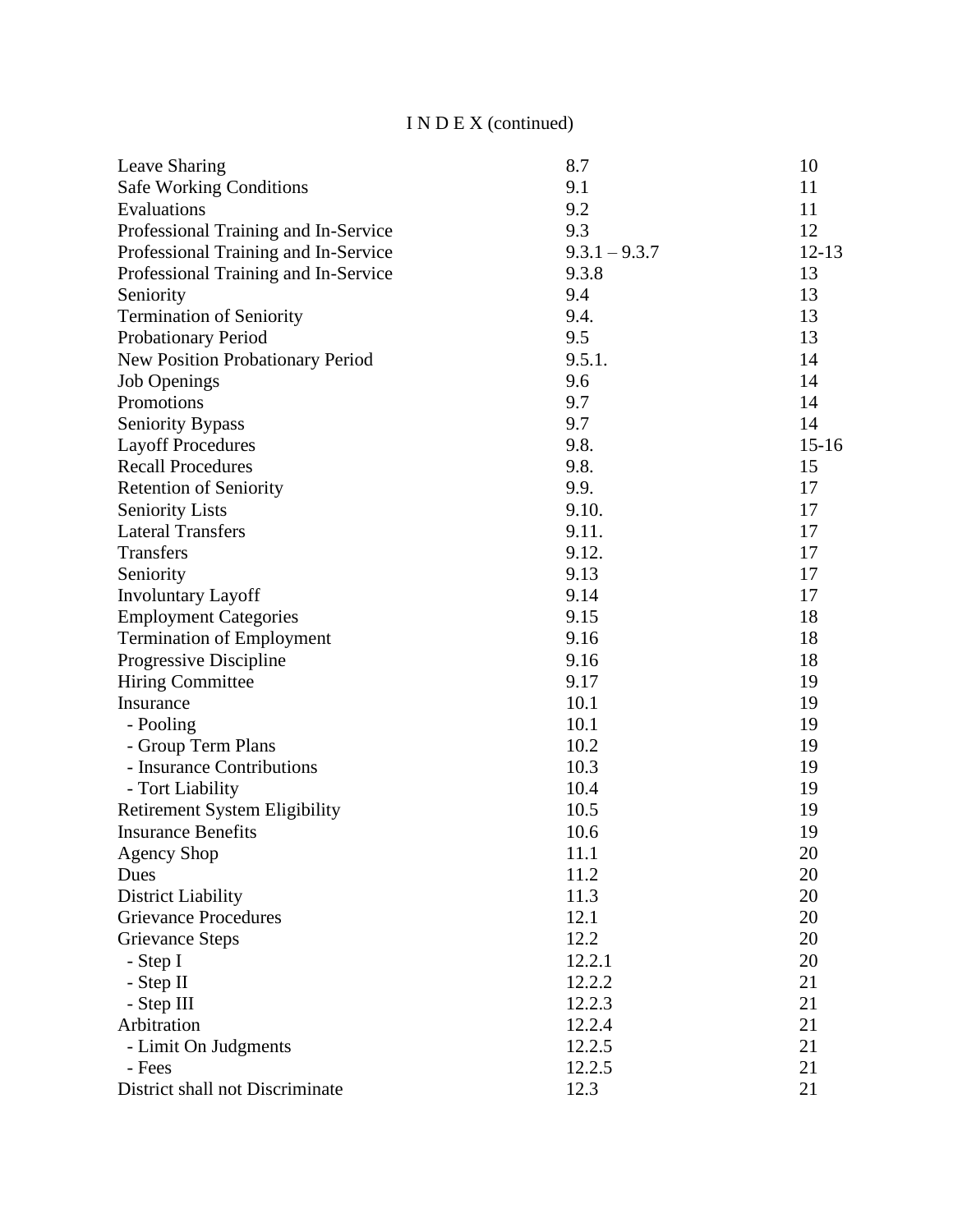# I N D E X (continued)

| | | |
|---|---|---|
| Leave Sharing | 8.7 | 10 |
| Safe Working Conditions | 9.1 | 11 |
| Evaluations | 9.2 | 11 |
| Professional Training and In-Service | 9.3 | 12 |
| Professional Training and In-Service | 9.3.1 – 9.3.7 | 12-13 |
| Professional Training and In-Service | 9.3.8 | 13 |
| Seniority | 9.4 | 13 |
| Termination of Seniority | 9.4. | 13 |
| Probationary Period | 9.5 | 13 |
| New Position Probationary Period | 9.5.1. | 14 |
| Job Openings | 9.6 | 14 |
| Promotions | 9.7 | 14 |
| Seniority Bypass | 9.7 | 14 |
| Layoff Procedures | 9.8. | 15-16 |
| Recall Procedures | 9.8. | 15 |
| Retention of Seniority | 9.9. | 17 |
| Seniority Lists | 9.10. | 17 |
| Lateral Transfers | 9.11. | 17 |
| Transfers | 9.12. | 17 |
| Seniority | 9.13 | 17 |
| Involuntary Layoff | 9.14 | 17 |
| Employment Categories | 9.15 | 18 |
| Termination of Employment | 9.16 | 18 |
| Progressive Discipline | 9.16 | 18 |
| Hiring Committee | 9.17 | 19 |
| Insurance | 10.1 | 19 |
| - Pooling | 10.1 | 19 |
| - Group Term Plans | 10.2 | 19 |
| - Insurance Contributions | 10.3 | 19 |
| - Tort Liability | 10.4 | 19 |
| Retirement System Eligibility | 10.5 | 19 |
| Insurance Benefits | 10.6 | 19 |
| Agency Shop | 11.1 | 20 |
| Dues | 11.2 | 20 |
| District Liability | 11.3 | 20 |
| Grievance Procedures | 12.1 | 20 |
| Grievance Steps | 12.2 | 20 |
| - Step I | 12.2.1 | 20 |
| - Step II | 12.2.2 | 21 |
| - Step III | 12.2.3 | 21 |
| Arbitration | 12.2.4 | 21 |
| - Limit On Judgments | 12.2.5 | 21 |
| - Fees | 12.2.5 | 21 |
| District shall not Discriminate | 12.3 | 21 |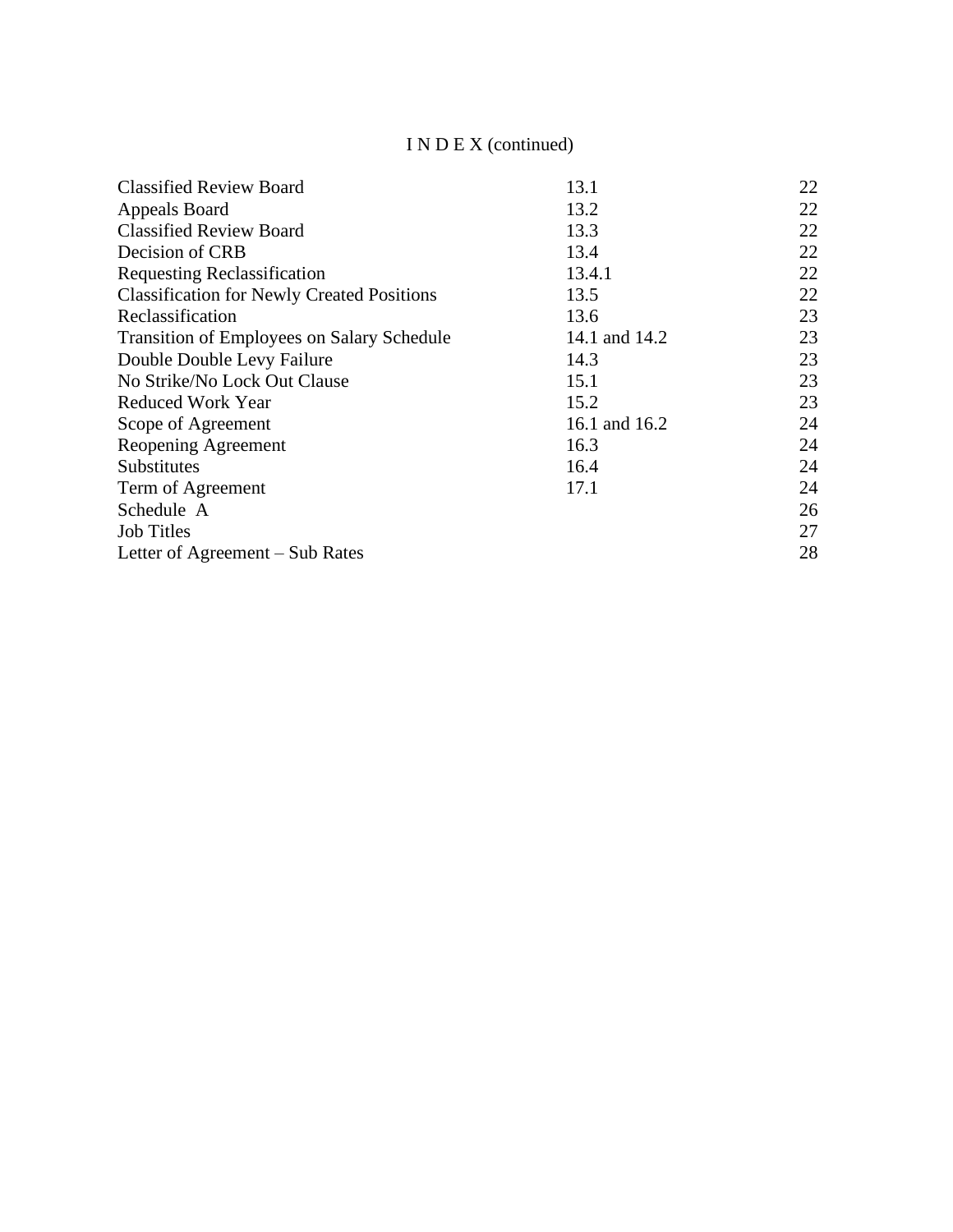# I N D E X (continued)

| | | |
|---|---|---|
| Classified Review Board | 13.1 | 22 |
| Appeals Board | 13.2 | 22 |
| Classified Review Board | 13.3 | 22 |
| Decision of CRB | 13.4 | 22 |
| Requesting Reclassification | 13.4.1 | 22 |
| Classification for Newly Created Positions | 13.5 | 22 |
| Reclassification | 13.6 | 23 |
| Transition of Employees on Salary Schedule | 14.1 and 14.2 | 23 |
| Double Double Levy Failure | 14.3 | 23 |
| No Strike/No Lock Out Clause | 15.1 | 23 |
| Reduced Work Year | 15.2 | 23 |
| Scope of Agreement | 16.1 and 16.2 | 24 |
| Reopening Agreement | 16.3 | 24 |
| Substitutes | 16.4 | 24 |
| Term of Agreement | 17.1 | 24 |
| Schedule A | | 26 |
| Job Titles | | 27 |
| Letter of Agreement – Sub Rates | | 28 |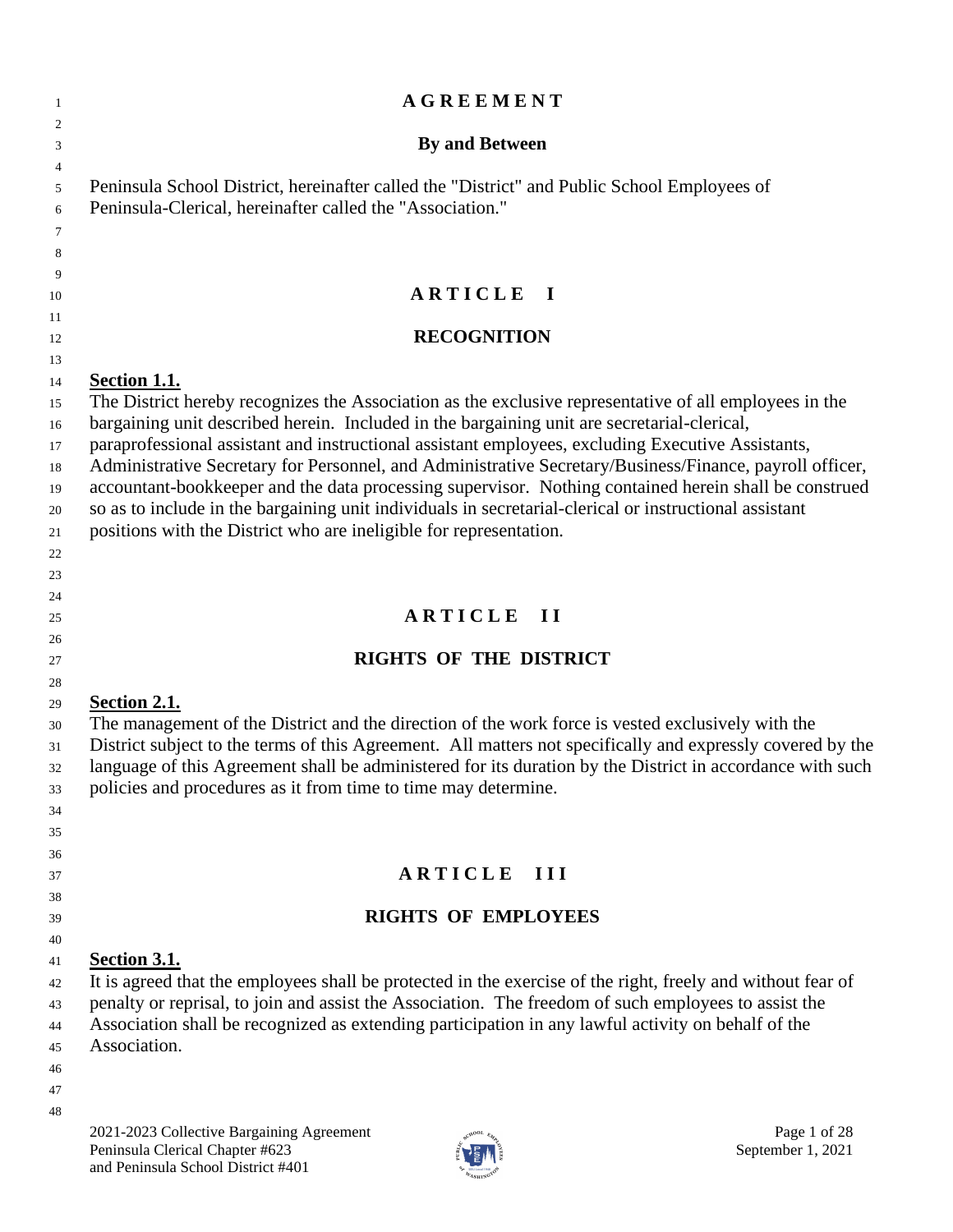# AGREEMENT

**By and Between**

Peninsula School District, hereinafter called the "District" and Public School Employees of Peninsula-Clerical, hereinafter called the "Association."

## ARTICLE I

## RECOGNITION

**Section 1.1.**
The District hereby recognizes the Association as the exclusive representative of all employees in the bargaining unit described herein. Included in the bargaining unit are secretarial-clerical, paraprofessional assistant and instructional assistant employees, excluding Executive Assistants, Administrative Secretary for Personnel, and Administrative Secretary/Business/Finance, payroll officer, accountant-bookkeeper and the data processing supervisor. Nothing contained herein shall be construed so as to include in the bargaining unit individuals in secretarial-clerical or instructional assistant positions with the District who are ineligible for representation.

## ARTICLE II

## RIGHTS OF THE DISTRICT

**Section 2.1.**
The management of the District and the direction of the work force is vested exclusively with the District subject to the terms of this Agreement. All matters not specifically and expressly covered by the language of this Agreement shall be administered for its duration by the District in accordance with such policies and procedures as it from time to time may determine.

## ARTICLE III

## RIGHTS OF EMPLOYEES

**Section 3.1.**
It is agreed that the employees shall be protected in the exercise of the right, freely and without fear of penalty or reprisal, to join and assist the Association. The freedom of such employees to assist the Association shall be recognized as extending participation in any lawful activity on behalf of the Association.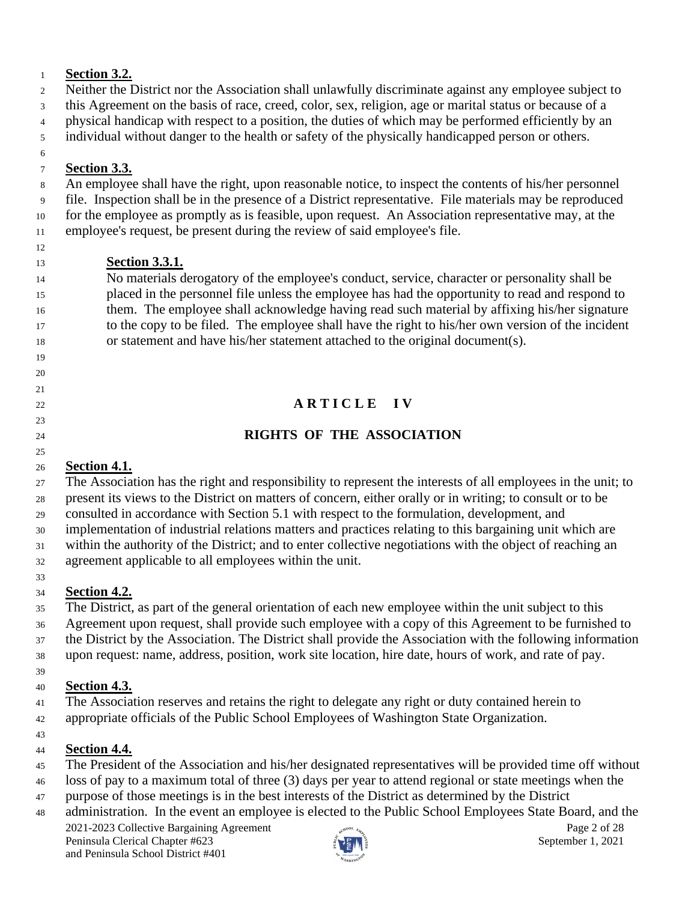**Section 3.2.**

Neither the District nor the Association shall unlawfully discriminate against any employee subject to this Agreement on the basis of race, creed, color, sex, religion, age or marital status or because of a physical handicap with respect to a position, the duties of which may be performed efficiently by an individual without danger to the health or safety of the physically handicapped person or others.

**Section 3.3.**

An employee shall have the right, upon reasonable notice, to inspect the contents of his/her personnel file. Inspection shall be in the presence of a District representative. File materials may be reproduced for the employee as promptly as is feasible, upon request. An Association representative may, at the employee's request, be present during the review of said employee's file.

> **Section 3.3.1.**
>
> No materials derogatory of the employee's conduct, service, character or personality shall be placed in the personnel file unless the employee has had the opportunity to read and respond to them. The employee shall acknowledge having read such material by affixing his/her signature to the copy to be filed. The employee shall have the right to his/her own version of the incident or statement and have his/her statement attached to the original document(s).

# ARTICLE IV

## RIGHTS OF THE ASSOCIATION

**Section 4.1.**

The Association has the right and responsibility to represent the interests of all employees in the unit; to present its views to the District on matters of concern, either orally or in writing; to consult or to be consulted in accordance with Section 5.1 with respect to the formulation, development, and implementation of industrial relations matters and practices relating to this bargaining unit which are within the authority of the District; and to enter collective negotiations with the object of reaching an agreement applicable to all employees within the unit.

**Section 4.2.**

The District, as part of the general orientation of each new employee within the unit subject to this Agreement upon request, shall provide such employee with a copy of this Agreement to be furnished to the District by the Association. The District shall provide the Association with the following information upon request: name, address, position, work site location, hire date, hours of work, and rate of pay.

**Section 4.3.**

The Association reserves and retains the right to delegate any right or duty contained herein to appropriate officials of the Public School Employees of Washington State Organization.

**Section 4.4.**

The President of the Association and his/her designated representatives will be provided time off without loss of pay to a maximum total of three (3) days per year to attend regional or state meetings when the purpose of those meetings is in the best interests of the District as determined by the District administration. In the event an employee is elected to the Public School Employees State Board, and the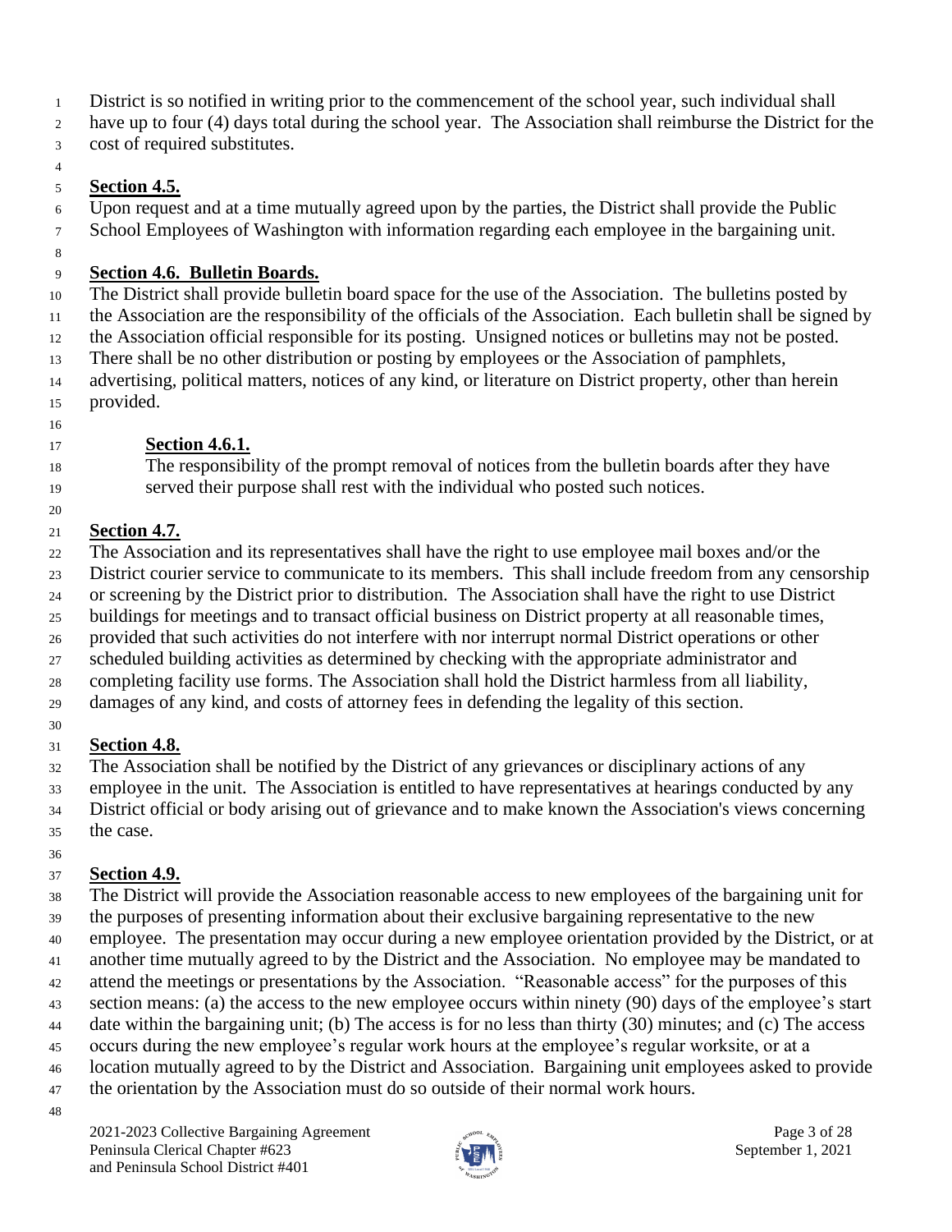District is so notified in writing prior to the commencement of the school year, such individual shall have up to four (4) days total during the school year. The Association shall reimburse the District for the cost of required substitutes.

**Section 4.5.**

Upon request and at a time mutually agreed upon by the parties, the District shall provide the Public School Employees of Washington with information regarding each employee in the bargaining unit.

**Section 4.6. Bulletin Boards.**

The District shall provide bulletin board space for the use of the Association. The bulletins posted by the Association are the responsibility of the officials of the Association. Each bulletin shall be signed by the Association official responsible for its posting. Unsigned notices or bulletins may not be posted. There shall be no other distribution or posting by employees or the Association of pamphlets, advertising, political matters, notices of any kind, or literature on District property, other than herein provided.

> **Section 4.6.1.**
>
> The responsibility of the prompt removal of notices from the bulletin boards after they have served their purpose shall rest with the individual who posted such notices.

**Section 4.7.**

The Association and its representatives shall have the right to use employee mail boxes and/or the District courier service to communicate to its members. This shall include freedom from any censorship or screening by the District prior to distribution. The Association shall have the right to use District buildings for meetings and to transact official business on District property at all reasonable times, provided that such activities do not interfere with nor interrupt normal District operations or other scheduled building activities as determined by checking with the appropriate administrator and completing facility use forms. The Association shall hold the District harmless from all liability, damages of any kind, and costs of attorney fees in defending the legality of this section.

**Section 4.8.**

The Association shall be notified by the District of any grievances or disciplinary actions of any employee in the unit. The Association is entitled to have representatives at hearings conducted by any District official or body arising out of grievance and to make known the Association's views concerning the case.

**Section 4.9.**

The District will provide the Association reasonable access to new employees of the bargaining unit for the purposes of presenting information about their exclusive bargaining representative to the new employee. The presentation may occur during a new employee orientation provided by the District, or at another time mutually agreed to by the District and the Association. No employee may be mandated to attend the meetings or presentations by the Association. "Reasonable access" for the purposes of this section means: (a) the access to the new employee occurs within ninety (90) days of the employee's start date within the bargaining unit; (b) The access is for no less than thirty (30) minutes; and (c) The access occurs during the new employee's regular work hours at the employee's regular worksite, or at a location mutually agreed to by the District and Association. Bargaining unit employees asked to provide the orientation by the Association must do so outside of their normal work hours.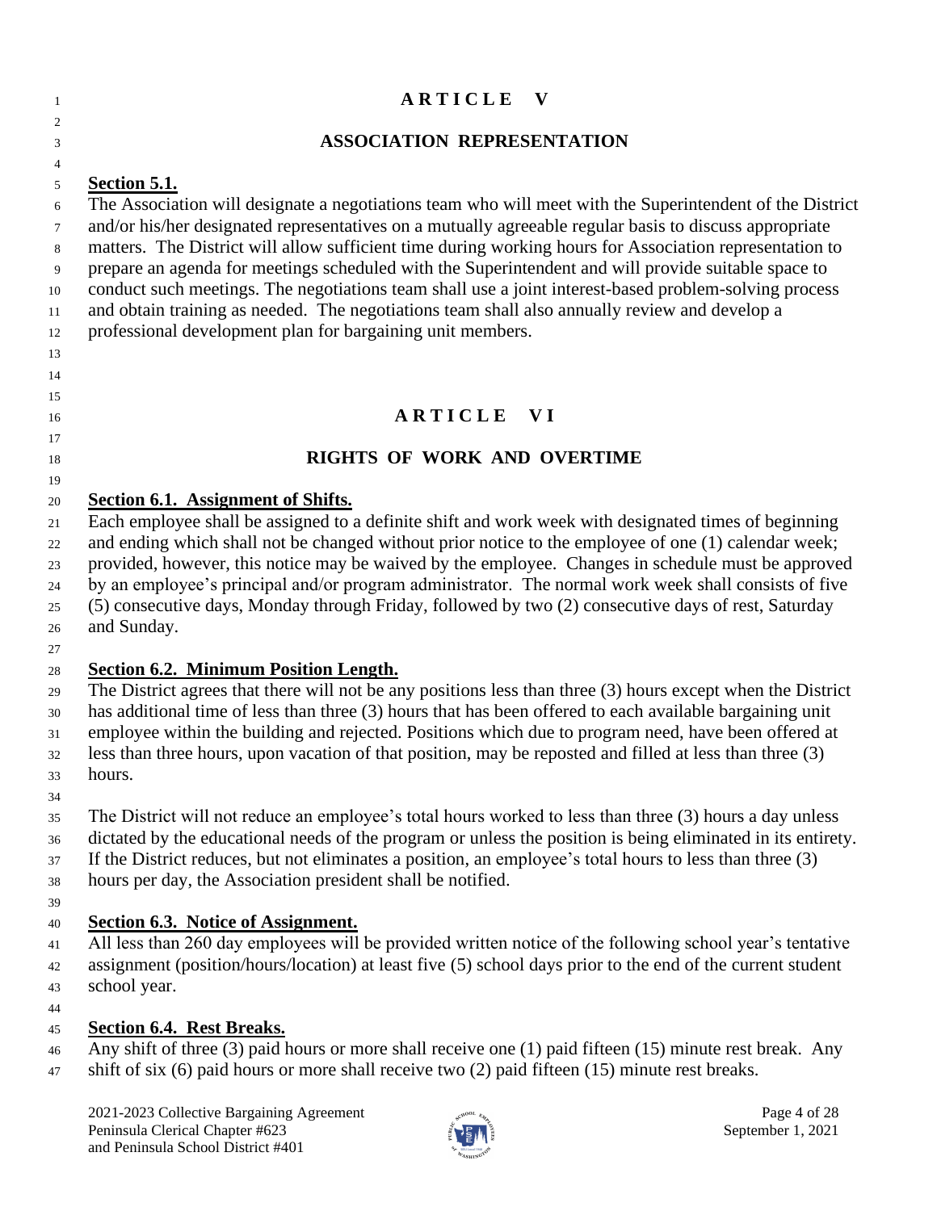# ARTICLE V

## ASSOCIATION REPRESENTATION

**Section 5.1.**

The Association will designate a negotiations team who will meet with the Superintendent of the District and/or his/her designated representatives on a mutually agreeable regular basis to discuss appropriate matters. The District will allow sufficient time during working hours for Association representation to prepare an agenda for meetings scheduled with the Superintendent and will provide suitable space to conduct such meetings. The negotiations team shall use a joint interest-based problem-solving process and obtain training as needed. The negotiations team shall also annually review and develop a professional development plan for bargaining unit members.

# ARTICLE VI

## RIGHTS OF WORK AND OVERTIME

**Section 6.1. Assignment of Shifts.**

Each employee shall be assigned to a definite shift and work week with designated times of beginning and ending which shall not be changed without prior notice to the employee of one (1) calendar week; provided, however, this notice may be waived by the employee. Changes in schedule must be approved by an employee's principal and/or program administrator. The normal work week shall consists of five (5) consecutive days, Monday through Friday, followed by two (2) consecutive days of rest, Saturday and Sunday.

**Section 6.2. Minimum Position Length.**

The District agrees that there will not be any positions less than three (3) hours except when the District has additional time of less than three (3) hours that has been offered to each available bargaining unit employee within the building and rejected. Positions which due to program need, have been offered at less than three hours, upon vacation of that position, may be reposted and filled at less than three (3) hours.

The District will not reduce an employee's total hours worked to less than three (3) hours a day unless dictated by the educational needs of the program or unless the position is being eliminated in its entirety. If the District reduces, but not eliminates a position, an employee's total hours to less than three (3) hours per day, the Association president shall be notified.

**Section 6.3. Notice of Assignment.**

All less than 260 day employees will be provided written notice of the following school year's tentative assignment (position/hours/location) at least five (5) school days prior to the end of the current student school year.

**Section 6.4. Rest Breaks.**

Any shift of three (3) paid hours or more shall receive one (1) paid fifteen (15) minute rest break. Any shift of six (6) paid hours or more shall receive two (2) paid fifteen (15) minute rest breaks.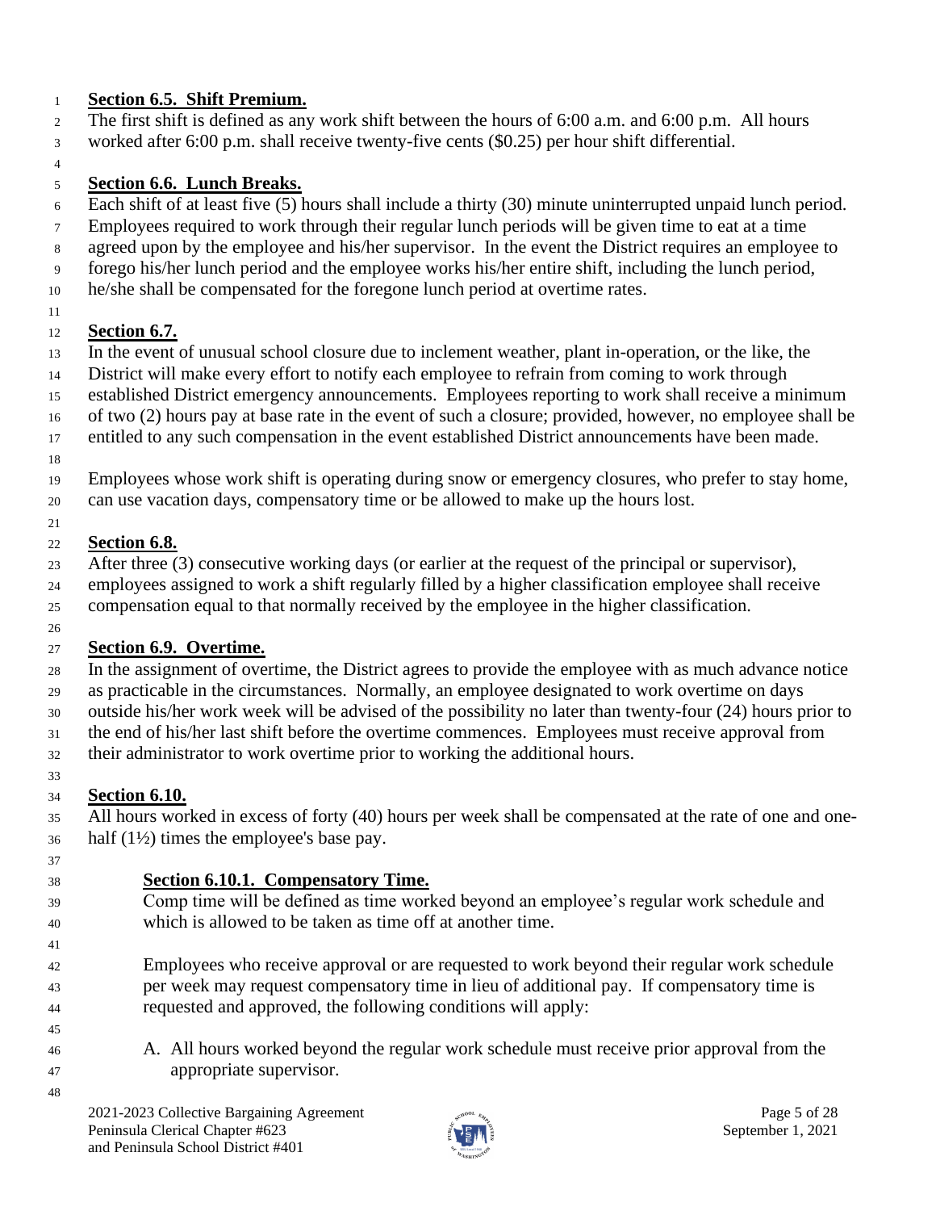**Section 6.5. Shift Premium.**

The first shift is defined as any work shift between the hours of 6:00 a.m. and 6:00 p.m. All hours worked after 6:00 p.m. shall receive twenty-five cents ($0.25) per hour shift differential.

**Section 6.6. Lunch Breaks.**

Each shift of at least five (5) hours shall include a thirty (30) minute uninterrupted unpaid lunch period. Employees required to work through their regular lunch periods will be given time to eat at a time agreed upon by the employee and his/her supervisor. In the event the District requires an employee to forego his/her lunch period and the employee works his/her entire shift, including the lunch period, he/she shall be compensated for the foregone lunch period at overtime rates.

**Section 6.7.**

In the event of unusual school closure due to inclement weather, plant in-operation, or the like, the District will make every effort to notify each employee to refrain from coming to work through established District emergency announcements. Employees reporting to work shall receive a minimum of two (2) hours pay at base rate in the event of such a closure; provided, however, no employee shall be entitled to any such compensation in the event established District announcements have been made.

Employees whose work shift is operating during snow or emergency closures, who prefer to stay home, can use vacation days, compensatory time or be allowed to make up the hours lost.

**Section 6.8.**

After three (3) consecutive working days (or earlier at the request of the principal or supervisor), employees assigned to work a shift regularly filled by a higher classification employee shall receive compensation equal to that normally received by the employee in the higher classification.

**Section 6.9. Overtime.**

In the assignment of overtime, the District agrees to provide the employee with as much advance notice as practicable in the circumstances. Normally, an employee designated to work overtime on days outside his/her work week will be advised of the possibility no later than twenty-four (24) hours prior to the end of his/her last shift before the overtime commences. Employees must receive approval from their administrator to work overtime prior to working the additional hours.

**Section 6.10.**

All hours worked in excess of forty (40) hours per week shall be compensated at the rate of one and one-half (1½) times the employee's base pay.

**Section 6.10.1. Compensatory Time.**

Comp time will be defined as time worked beyond an employee's regular work schedule and which is allowed to be taken as time off at another time.

Employees who receive approval or are requested to work beyond their regular work schedule per week may request compensatory time in lieu of additional pay. If compensatory time is requested and approved, the following conditions will apply:

A. All hours worked beyond the regular work schedule must receive prior approval from the appropriate supervisor.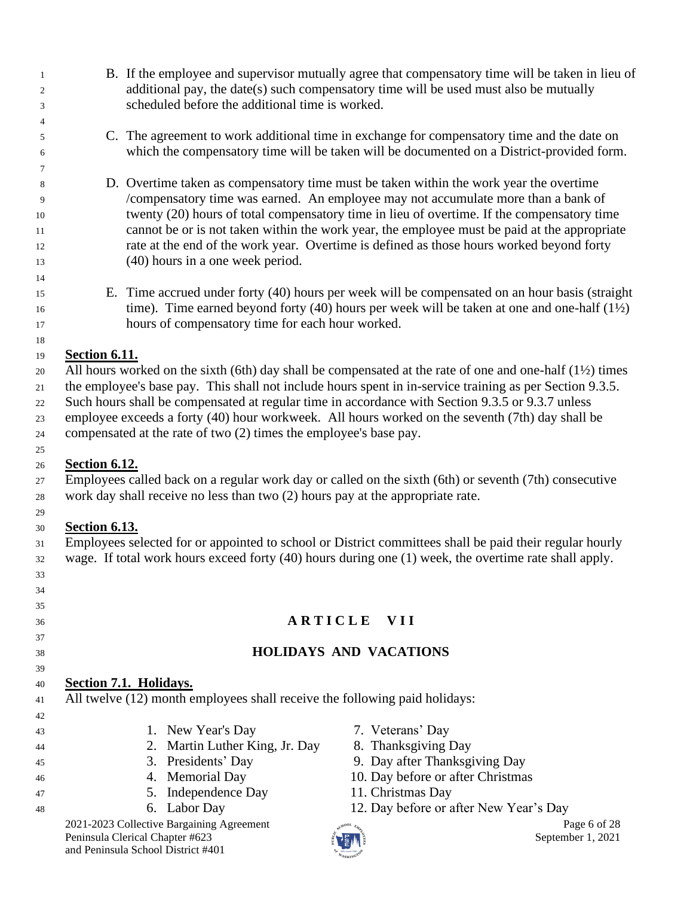B. If the employee and supervisor mutually agree that compensatory time will be taken in lieu of additional pay, the date(s) such compensatory time will be used must also be mutually scheduled before the additional time is worked.

C. The agreement to work additional time in exchange for compensatory time and the date on which the compensatory time will be taken will be documented on a District-provided form.

D. Overtime taken as compensatory time must be taken within the work year the overtime /compensatory time was earned. An employee may not accumulate more than a bank of twenty (20) hours of total compensatory time in lieu of overtime. If the compensatory time cannot be or is not taken within the work year, the employee must be paid at the appropriate rate at the end of the work year. Overtime is defined as those hours worked beyond forty (40) hours in a one week period.

E. Time accrued under forty (40) hours per week will be compensated on an hour basis (straight time). Time earned beyond forty (40) hours per week will be taken at one and one-half (1½) hours of compensatory time for each hour worked.

**Section 6.11.**

All hours worked on the sixth (6th) day shall be compensated at the rate of one and one-half (1½) times the employee's base pay. This shall not include hours spent in in-service training as per Section 9.3.5. Such hours shall be compensated at regular time in accordance with Section 9.3.5 or 9.3.7 unless employee exceeds a forty (40) hour workweek. All hours worked on the seventh (7th) day shall be compensated at the rate of two (2) times the employee's base pay.

**Section 6.12.**

Employees called back on a regular work day or called on the sixth (6th) or seventh (7th) consecutive work day shall receive no less than two (2) hours pay at the appropriate rate.

**Section 6.13.**

Employees selected for or appointed to school or District committees shall be paid their regular hourly wage. If total work hours exceed forty (40) hours during one (1) week, the overtime rate shall apply.

# ARTICLE VII

## HOLIDAYS AND VACATIONS

**Section 7.1. Holidays.**

All twelve (12) month employees shall receive the following paid holidays:

1. New Year's Day
2. Martin Luther King, Jr. Day
3. Presidents' Day
4. Memorial Day
5. Independence Day
6. Labor Day
7. Veterans' Day
8. Thanksgiving Day
9. Day after Thanksgiving Day
10. Day before or after Christmas
11. Christmas Day
12. Day before or after New Year's Day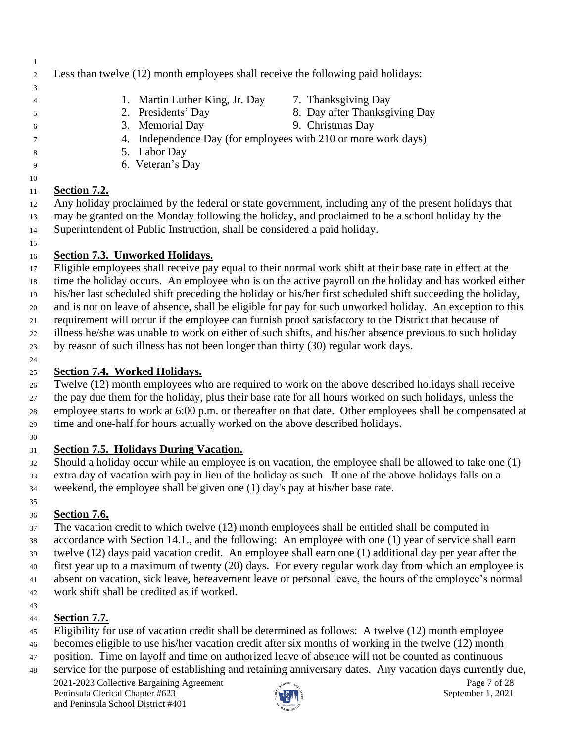Less than twelve (12) month employees shall receive the following paid holidays:

1. Martin Luther King, Jr. Day
2. Presidents' Day
3. Memorial Day
4. Independence Day (for employees with 210 or more work days)
5. Labor Day
6. Veteran's Day
7. Thanksgiving Day
8. Day after Thanksgiving Day
9. Christmas Day

**Section 7.2.**

Any holiday proclaimed by the federal or state government, including any of the present holidays that may be granted on the Monday following the holiday, and proclaimed to be a school holiday by the Superintendent of Public Instruction, shall be considered a paid holiday.

**Section 7.3. Unworked Holidays.**

Eligible employees shall receive pay equal to their normal work shift at their base rate in effect at the time the holiday occurs. An employee who is on the active payroll on the holiday and has worked either his/her last scheduled shift preceding the holiday or his/her first scheduled shift succeeding the holiday, and is not on leave of absence, shall be eligible for pay for such unworked holiday. An exception to this requirement will occur if the employee can furnish proof satisfactory to the District that because of illness he/she was unable to work on either of such shifts, and his/her absence previous to such holiday by reason of such illness has not been longer than thirty (30) regular work days.

**Section 7.4. Worked Holidays.**

Twelve (12) month employees who are required to work on the above described holidays shall receive the pay due them for the holiday, plus their base rate for all hours worked on such holidays, unless the employee starts to work at 6:00 p.m. or thereafter on that date. Other employees shall be compensated at time and one-half for hours actually worked on the above described holidays.

**Section 7.5. Holidays During Vacation.**

Should a holiday occur while an employee is on vacation, the employee shall be allowed to take one (1) extra day of vacation with pay in lieu of the holiday as such. If one of the above holidays falls on a weekend, the employee shall be given one (1) day's pay at his/her base rate.

**Section 7.6.**

The vacation credit to which twelve (12) month employees shall be entitled shall be computed in accordance with Section 14.1., and the following: An employee with one (1) year of service shall earn twelve (12) days paid vacation credit. An employee shall earn one (1) additional day per year after the first year up to a maximum of twenty (20) days. For every regular work day from which an employee is absent on vacation, sick leave, bereavement leave or personal leave, the hours of the employee's normal work shift shall be credited as if worked.

**Section 7.7.**

Eligibility for use of vacation credit shall be determined as follows: A twelve (12) month employee becomes eligible to use his/her vacation credit after six months of working in the twelve (12) month position. Time on layoff and time on authorized leave of absence will not be counted as continuous service for the purpose of establishing and retaining anniversary dates. Any vacation days currently due,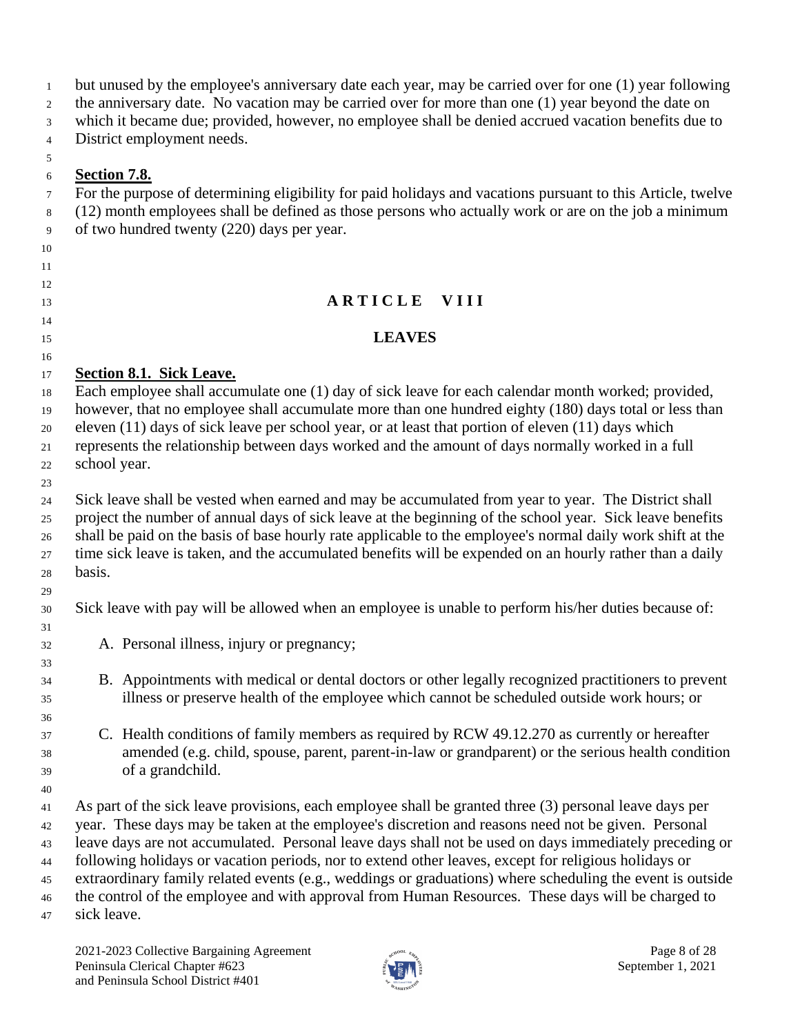but unused by the employee's anniversary date each year, may be carried over for one (1) year following the anniversary date. No vacation may be carried over for more than one (1) year beyond the date on which it became due; provided, however, no employee shall be denied accrued vacation benefits due to District employment needs.

**Section 7.8.**

For the purpose of determining eligibility for paid holidays and vacations pursuant to this Article, twelve (12) month employees shall be defined as those persons who actually work or are on the job a minimum of two hundred twenty (220) days per year.

# ARTICLE VIII

## LEAVES

**Section 8.1. Sick Leave.**

Each employee shall accumulate one (1) day of sick leave for each calendar month worked; provided, however, that no employee shall accumulate more than one hundred eighty (180) days total or less than eleven (11) days of sick leave per school year, or at least that portion of eleven (11) days which represents the relationship between days worked and the amount of days normally worked in a full school year.

Sick leave shall be vested when earned and may be accumulated from year to year. The District shall project the number of annual days of sick leave at the beginning of the school year. Sick leave benefits shall be paid on the basis of base hourly rate applicable to the employee's normal daily work shift at the time sick leave is taken, and the accumulated benefits will be expended on an hourly rather than a daily basis.

Sick leave with pay will be allowed when an employee is unable to perform his/her duties because of:

A. Personal illness, injury or pregnancy;

B. Appointments with medical or dental doctors or other legally recognized practitioners to prevent illness or preserve health of the employee which cannot be scheduled outside work hours; or

C. Health conditions of family members as required by RCW 49.12.270 as currently or hereafter amended (e.g. child, spouse, parent, parent-in-law or grandparent) or the serious health condition of a grandchild.

As part of the sick leave provisions, each employee shall be granted three (3) personal leave days per year. These days may be taken at the employee's discretion and reasons need not be given. Personal leave days are not accumulated. Personal leave days shall not be used on days immediately preceding or following holidays or vacation periods, nor to extend other leaves, except for religious holidays or extraordinary family related events (e.g., weddings or graduations) where scheduling the event is outside the control of the employee and with approval from Human Resources. These days will be charged to sick leave.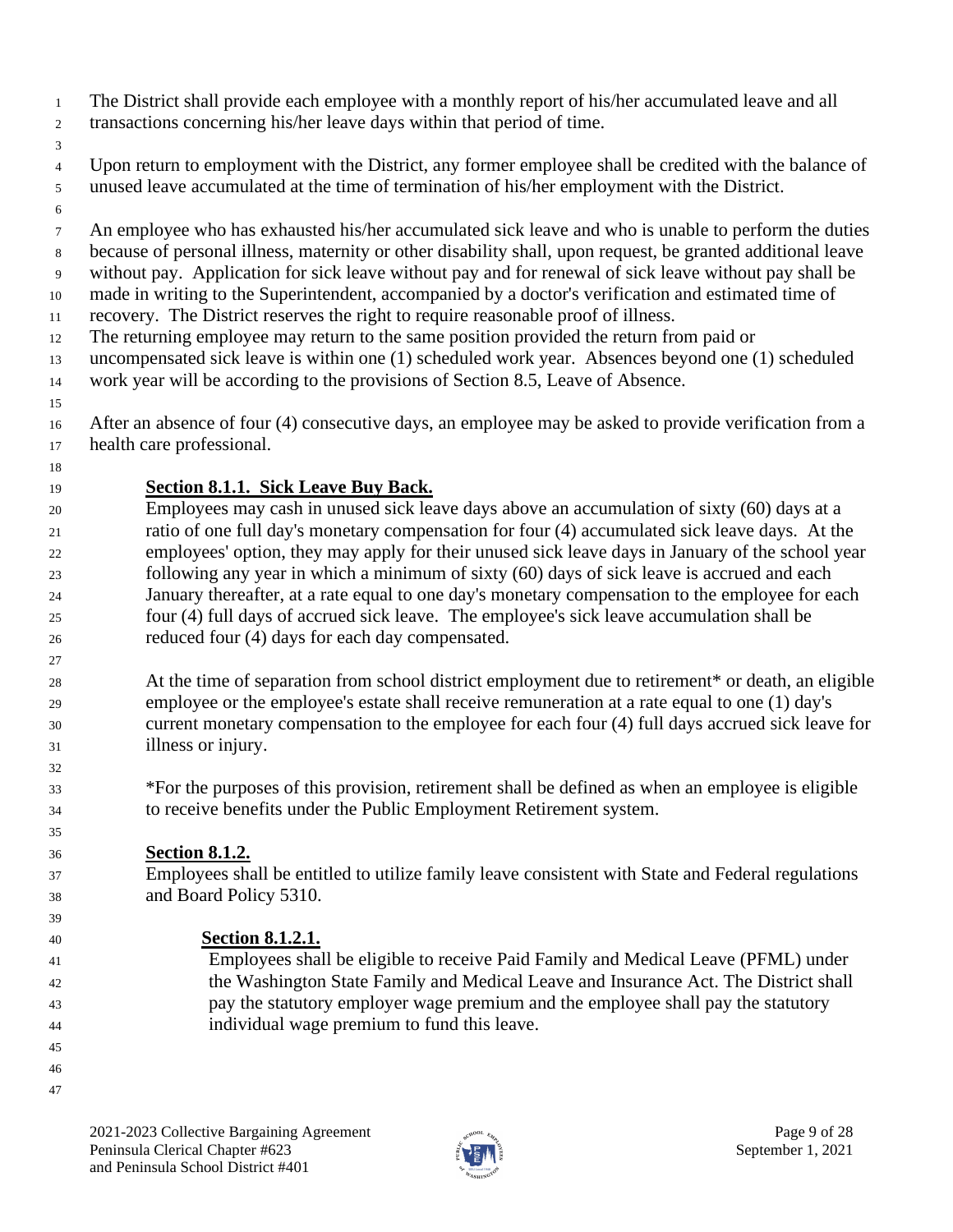The District shall provide each employee with a monthly report of his/her accumulated leave and all transactions concerning his/her leave days within that period of time.

Upon return to employment with the District, any former employee shall be credited with the balance of unused leave accumulated at the time of termination of his/her employment with the District.

An employee who has exhausted his/her accumulated sick leave and who is unable to perform the duties because of personal illness, maternity or other disability shall, upon request, be granted additional leave without pay. Application for sick leave without pay and for renewal of sick leave without pay shall be made in writing to the Superintendent, accompanied by a doctor's verification and estimated time of recovery. The District reserves the right to require reasonable proof of illness.
The returning employee may return to the same position provided the return from paid or uncompensated sick leave is within one (1) scheduled work year. Absences beyond one (1) scheduled work year will be according to the provisions of Section 8.5, Leave of Absence.

After an absence of four (4) consecutive days, an employee may be asked to provide verification from a health care professional.

**Section 8.1.1. Sick Leave Buy Back.**

Employees may cash in unused sick leave days above an accumulation of sixty (60) days at a ratio of one full day's monetary compensation for four (4) accumulated sick leave days. At the employees' option, they may apply for their unused sick leave days in January of the school year following any year in which a minimum of sixty (60) days of sick leave is accrued and each January thereafter, at a rate equal to one day's monetary compensation to the employee for each four (4) full days of accrued sick leave. The employee's sick leave accumulation shall be reduced four (4) days for each day compensated.

At the time of separation from school district employment due to retirement* or death, an eligible employee or the employee's estate shall receive remuneration at a rate equal to one (1) day's current monetary compensation to the employee for each four (4) full days accrued sick leave for illness or injury.

*For the purposes of this provision, retirement shall be defined as when an employee is eligible to receive benefits under the Public Employment Retirement system.

**Section 8.1.2.**

Employees shall be entitled to utilize family leave consistent with State and Federal regulations and Board Policy 5310.

**Section 8.1.2.1.**

Employees shall be eligible to receive Paid Family and Medical Leave (PFML) under the Washington State Family and Medical Leave and Insurance Act. The District shall pay the statutory employer wage premium and the employee shall pay the statutory individual wage premium to fund this leave.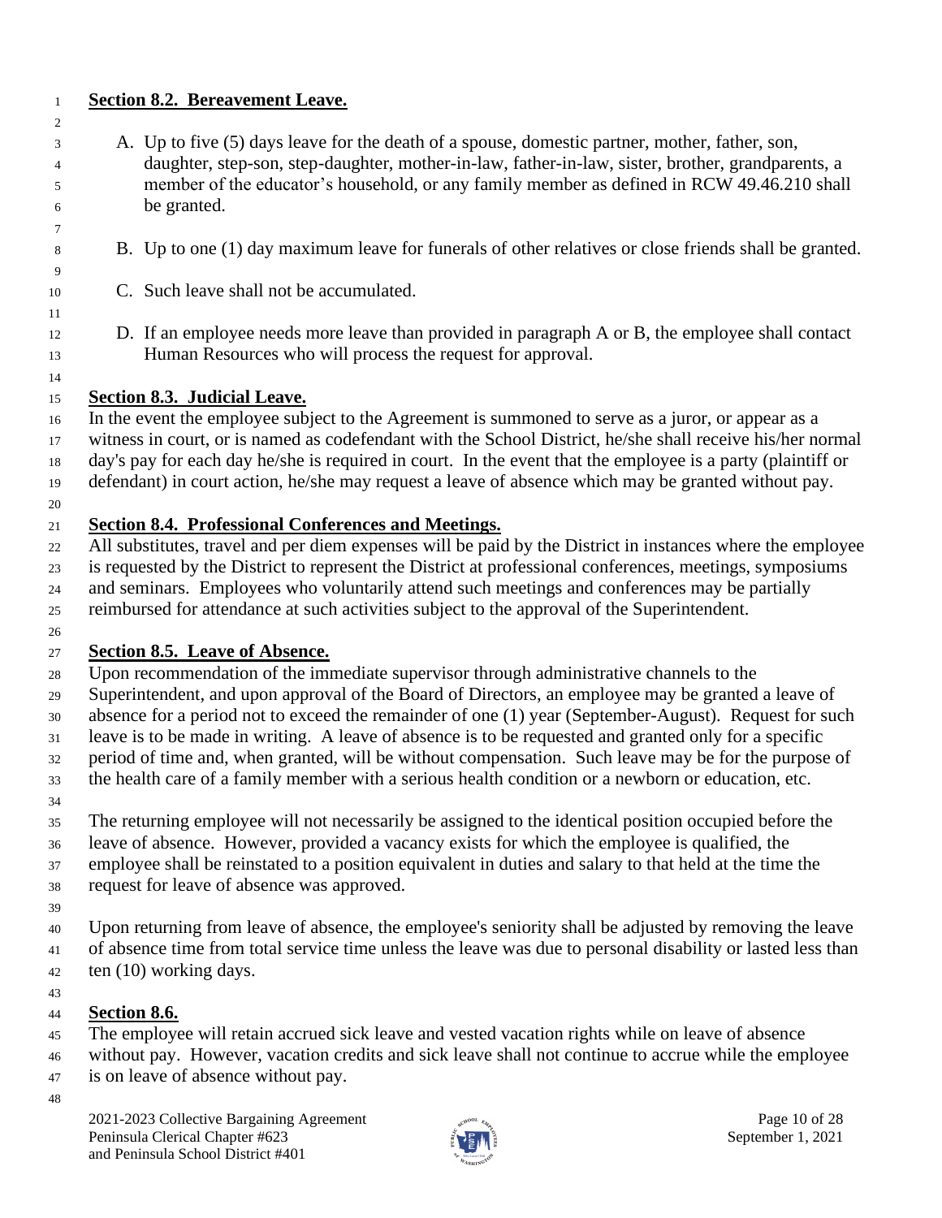## **Section 8.2. Bereavement Leave.**

A. Up to five (5) days leave for the death of a spouse, domestic partner, mother, father, son, daughter, step-son, step-daughter, mother-in-law, father-in-law, sister, brother, grandparents, a member of the educator's household, or any family member as defined in RCW 49.46.210 shall be granted.

B. Up to one (1) day maximum leave for funerals of other relatives or close friends shall be granted.

C. Such leave shall not be accumulated.

D. If an employee needs more leave than provided in paragraph A or B, the employee shall contact Human Resources who will process the request for approval.

## **Section 8.3. Judicial Leave.**

In the event the employee subject to the Agreement is summoned to serve as a juror, or appear as a witness in court, or is named as codefendant with the School District, he/she shall receive his/her normal day's pay for each day he/she is required in court. In the event that the employee is a party (plaintiff or defendant) in court action, he/she may request a leave of absence which may be granted without pay.

## **Section 8.4. Professional Conferences and Meetings.**

All substitutes, travel and per diem expenses will be paid by the District in instances where the employee is requested by the District to represent the District at professional conferences, meetings, symposiums and seminars. Employees who voluntarily attend such meetings and conferences may be partially reimbursed for attendance at such activities subject to the approval of the Superintendent.

## **Section 8.5. Leave of Absence.**

Upon recommendation of the immediate supervisor through administrative channels to the Superintendent, and upon approval of the Board of Directors, an employee may be granted a leave of absence for a period not to exceed the remainder of one (1) year (September-August). Request for such leave is to be made in writing. A leave of absence is to be requested and granted only for a specific period of time and, when granted, will be without compensation. Such leave may be for the purpose of the health care of a family member with a serious health condition or a newborn or education, etc.

The returning employee will not necessarily be assigned to the identical position occupied before the leave of absence. However, provided a vacancy exists for which the employee is qualified, the employee shall be reinstated to a position equivalent in duties and salary to that held at the time the request for leave of absence was approved.

Upon returning from leave of absence, the employee's seniority shall be adjusted by removing the leave of absence time from total service time unless the leave was due to personal disability or lasted less than ten (10) working days.

## **Section 8.6.**

The employee will retain accrued sick leave and vested vacation rights while on leave of absence without pay. However, vacation credits and sick leave shall not continue to accrue while the employee is on leave of absence without pay.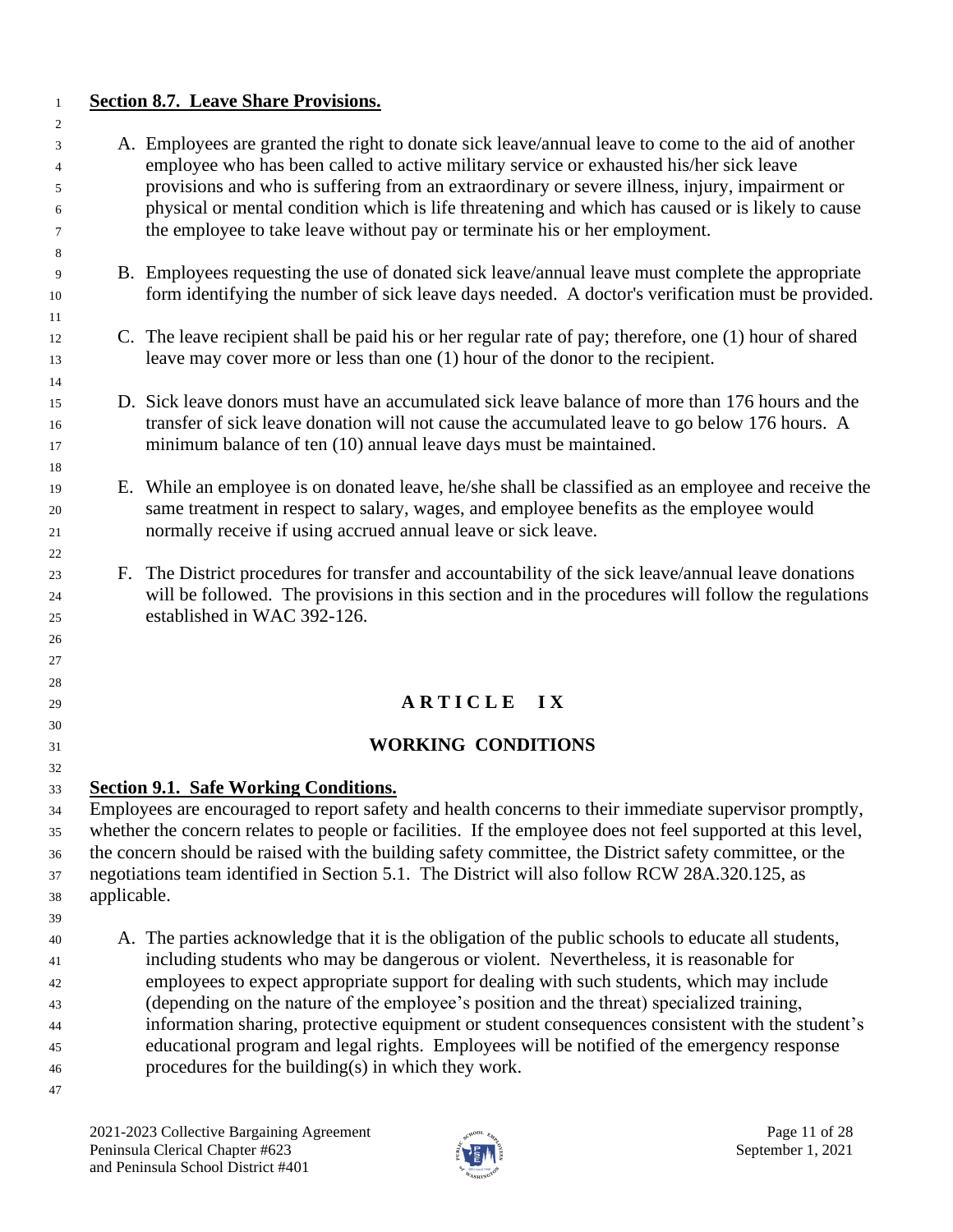**Section 8.7. Leave Share Provisions.**

A. Employees are granted the right to donate sick leave/annual leave to come to the aid of another employee who has been called to active military service or exhausted his/her sick leave provisions and who is suffering from an extraordinary or severe illness, injury, impairment or physical or mental condition which is life threatening and which has caused or is likely to cause the employee to take leave without pay or terminate his or her employment.

B. Employees requesting the use of donated sick leave/annual leave must complete the appropriate form identifying the number of sick leave days needed. A doctor's verification must be provided.

C. The leave recipient shall be paid his or her regular rate of pay; therefore, one (1) hour of shared leave may cover more or less than one (1) hour of the donor to the recipient.

D. Sick leave donors must have an accumulated sick leave balance of more than 176 hours and the transfer of sick leave donation will not cause the accumulated leave to go below 176 hours. A minimum balance of ten (10) annual leave days must be maintained.

E. While an employee is on donated leave, he/she shall be classified as an employee and receive the same treatment in respect to salary, wages, and employee benefits as the employee would normally receive if using accrued annual leave or sick leave.

F. The District procedures for transfer and accountability of the sick leave/annual leave donations will be followed. The provisions in this section and in the procedures will follow the regulations established in WAC 392-126.

# ARTICLE IX

# WORKING CONDITIONS

**Section 9.1. Safe Working Conditions.**

Employees are encouraged to report safety and health concerns to their immediate supervisor promptly, whether the concern relates to people or facilities. If the employee does not feel supported at this level, the concern should be raised with the building safety committee, the District safety committee, or the negotiations team identified in Section 5.1. The District will also follow RCW 28A.320.125, as applicable.

A. The parties acknowledge that it is the obligation of the public schools to educate all students, including students who may be dangerous or violent. Nevertheless, it is reasonable for employees to expect appropriate support for dealing with such students, which may include (depending on the nature of the employee's position and the threat) specialized training, information sharing, protective equipment or student consequences consistent with the student's educational program and legal rights. Employees will be notified of the emergency response procedures for the building(s) in which they work.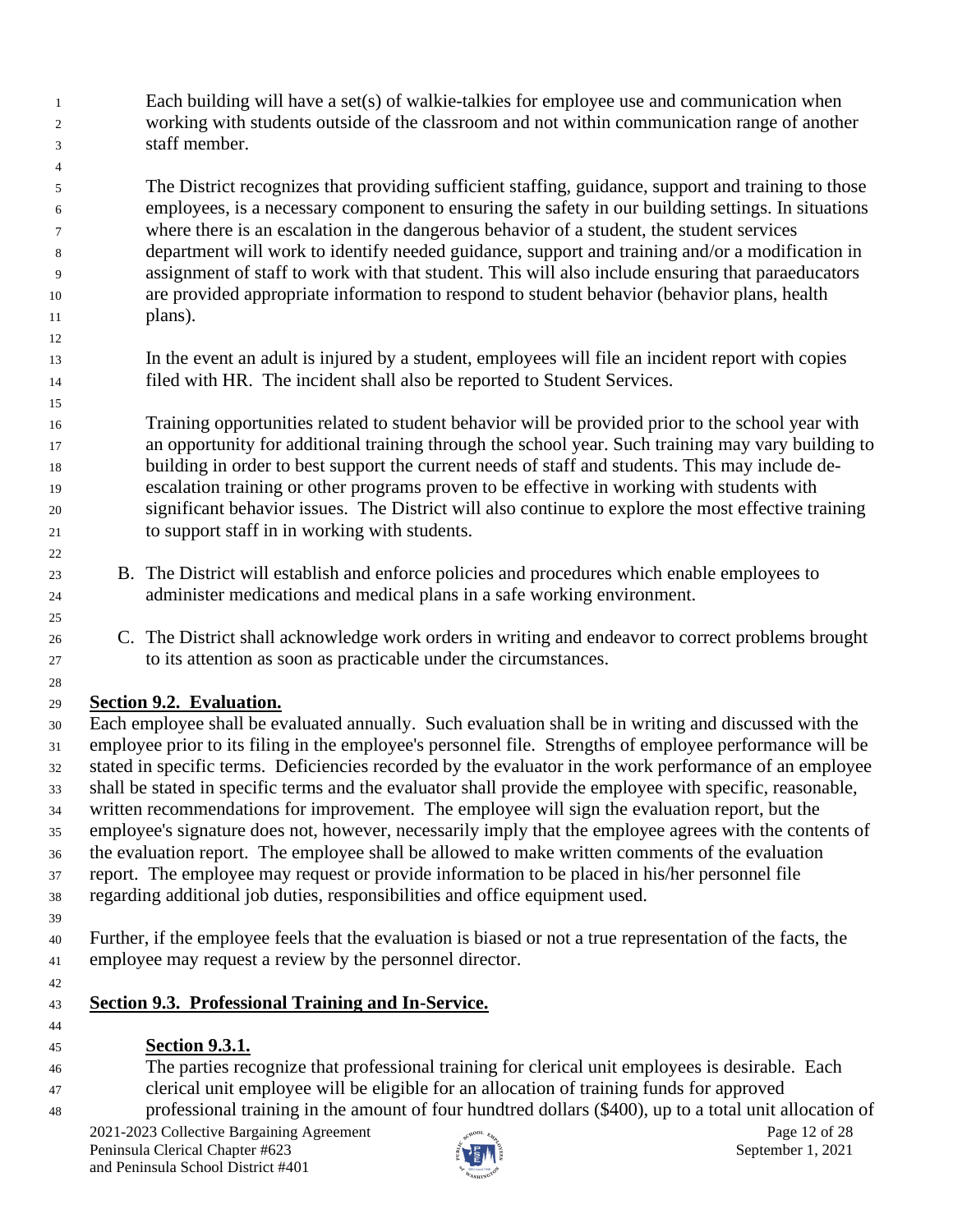Each building will have a set(s) of walkie-talkies for employee use and communication when working with students outside of the classroom and not within communication range of another staff member.

The District recognizes that providing sufficient staffing, guidance, support and training to those employees, is a necessary component to ensuring the safety in our building settings. In situations where there is an escalation in the dangerous behavior of a student, the student services department will work to identify needed guidance, support and training and/or a modification in assignment of staff to work with that student. This will also include ensuring that paraeducators are provided appropriate information to respond to student behavior (behavior plans, health plans).

In the event an adult is injured by a student, employees will file an incident report with copies filed with HR. The incident shall also be reported to Student Services.

Training opportunities related to student behavior will be provided prior to the school year with an opportunity for additional training through the school year. Such training may vary building to building in order to best support the current needs of staff and students. This may include de-escalation training or other programs proven to be effective in working with students with significant behavior issues. The District will also continue to explore the most effective training to support staff in in working with students.

B. The District will establish and enforce policies and procedures which enable employees to administer medications and medical plans in a safe working environment.

C. The District shall acknowledge work orders in writing and endeavor to correct problems brought to its attention as soon as practicable under the circumstances.

**Section 9.2. Evaluation.**

Each employee shall be evaluated annually. Such evaluation shall be in writing and discussed with the employee prior to its filing in the employee's personnel file. Strengths of employee performance will be stated in specific terms. Deficiencies recorded by the evaluator in the work performance of an employee shall be stated in specific terms and the evaluator shall provide the employee with specific, reasonable, written recommendations for improvement. The employee will sign the evaluation report, but the employee's signature does not, however, necessarily imply that the employee agrees with the contents of the evaluation report. The employee shall be allowed to make written comments of the evaluation report. The employee may request or provide information to be placed in his/her personnel file regarding additional job duties, responsibilities and office equipment used.

Further, if the employee feels that the evaluation is biased or not a true representation of the facts, the employee may request a review by the personnel director.

**Section 9.3. Professional Training and In-Service.**

**Section 9.3.1.**

The parties recognize that professional training for clerical unit employees is desirable. Each clerical unit employee will be eligible for an allocation of training funds for approved professional training in the amount of four hundtred dollars ($400), up to a total unit allocation of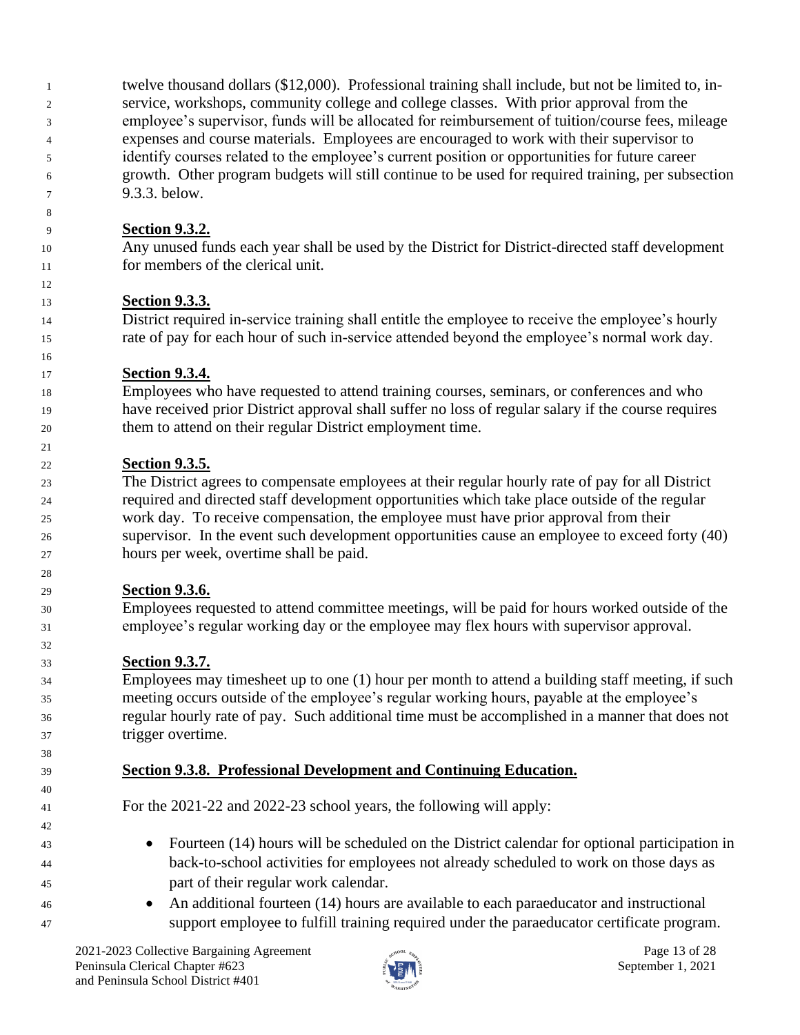twelve thousand dollars ($12,000). Professional training shall include, but not be limited to, in-service, workshops, community college and college classes. With prior approval from the employee's supervisor, funds will be allocated for reimbursement of tuition/course fees, mileage expenses and course materials. Employees are encouraged to work with their supervisor to identify courses related to the employee's current position or opportunities for future career growth. Other program budgets will still continue to be used for required training, per subsection 9.3.3. below.

**Section 9.3.2.**

Any unused funds each year shall be used by the District for District-directed staff development for members of the clerical unit.

**Section 9.3.3.**

District required in-service training shall entitle the employee to receive the employee's hourly rate of pay for each hour of such in-service attended beyond the employee's normal work day.

**Section 9.3.4.**

Employees who have requested to attend training courses, seminars, or conferences and who have received prior District approval shall suffer no loss of regular salary if the course requires them to attend on their regular District employment time.

**Section 9.3.5.**

The District agrees to compensate employees at their regular hourly rate of pay for all District required and directed staff development opportunities which take place outside of the regular work day. To receive compensation, the employee must have prior approval from their supervisor. In the event such development opportunities cause an employee to exceed forty (40) hours per week, overtime shall be paid.

**Section 9.3.6.**

Employees requested to attend committee meetings, will be paid for hours worked outside of the employee's regular working day or the employee may flex hours with supervisor approval.

**Section 9.3.7.**

Employees may timesheet up to one (1) hour per month to attend a building staff meeting, if such meeting occurs outside of the employee's regular working hours, payable at the employee's regular hourly rate of pay. Such additional time must be accomplished in a manner that does not trigger overtime.

**Section 9.3.8. Professional Development and Continuing Education.**

For the 2021-22 and 2022-23 school years, the following will apply:

- Fourteen (14) hours will be scheduled on the District calendar for optional participation in back-to-school activities for employees not already scheduled to work on those days as part of their regular work calendar.
- An additional fourteen (14) hours are available to each paraeducator and instructional support employee to fulfill training required under the paraeducator certificate program.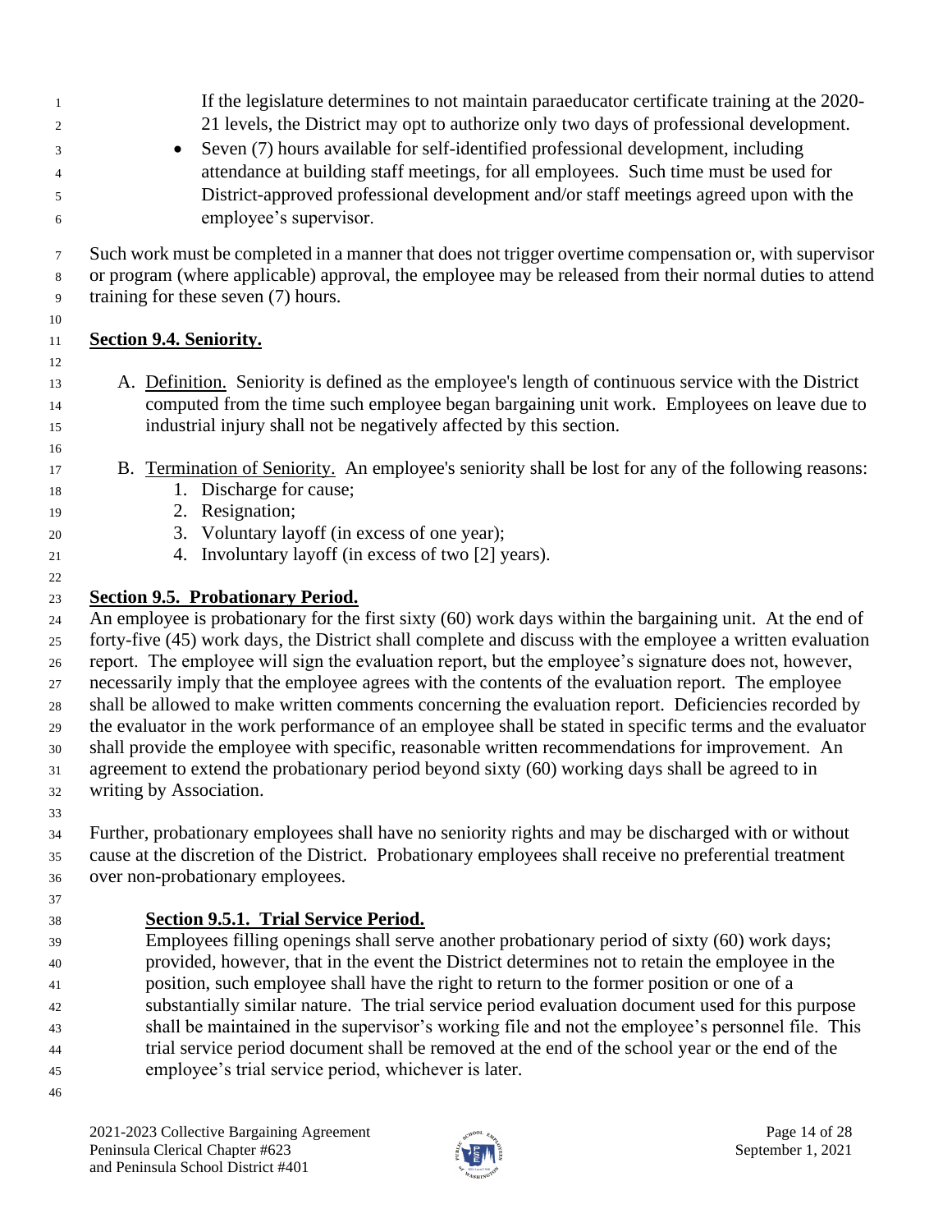If the legislature determines to not maintain paraeducator certificate training at the 2020-21 levels, the District may opt to authorize only two days of professional development.

- Seven (7) hours available for self-identified professional development, including attendance at building staff meetings, for all employees. Such time must be used for District-approved professional development and/or staff meetings agreed upon with the employee's supervisor.

Such work must be completed in a manner that does not trigger overtime compensation or, with supervisor or program (where applicable) approval, the employee may be released from their normal duties to attend training for these seven (7) hours.

**Section 9.4. Seniority.**

A. Definition. Seniority is defined as the employee's length of continuous service with the District computed from the time such employee began bargaining unit work. Employees on leave due to industrial injury shall not be negatively affected by this section.

B. Termination of Seniority. An employee's seniority shall be lost for any of the following reasons:
   1. Discharge for cause;
   2. Resignation;
   3. Voluntary layoff (in excess of one year);
   4. Involuntary layoff (in excess of two [2] years).

**Section 9.5. Probationary Period.**

An employee is probationary for the first sixty (60) work days within the bargaining unit. At the end of forty-five (45) work days, the District shall complete and discuss with the employee a written evaluation report. The employee will sign the evaluation report, but the employee's signature does not, however, necessarily imply that the employee agrees with the contents of the evaluation report. The employee shall be allowed to make written comments concerning the evaluation report. Deficiencies recorded by the evaluator in the work performance of an employee shall be stated in specific terms and the evaluator shall provide the employee with specific, reasonable written recommendations for improvement. An agreement to extend the probationary period beyond sixty (60) working days shall be agreed to in writing by Association.

Further, probationary employees shall have no seniority rights and may be discharged with or without cause at the discretion of the District. Probationary employees shall receive no preferential treatment over non-probationary employees.

**Section 9.5.1. Trial Service Period.**

Employees filling openings shall serve another probationary period of sixty (60) work days; provided, however, that in the event the District determines not to retain the employee in the position, such employee shall have the right to return to the former position or one of a substantially similar nature. The trial service period evaluation document used for this purpose shall be maintained in the supervisor's working file and not the employee's personnel file. This trial service period document shall be removed at the end of the school year or the end of the employee's trial service period, whichever is later.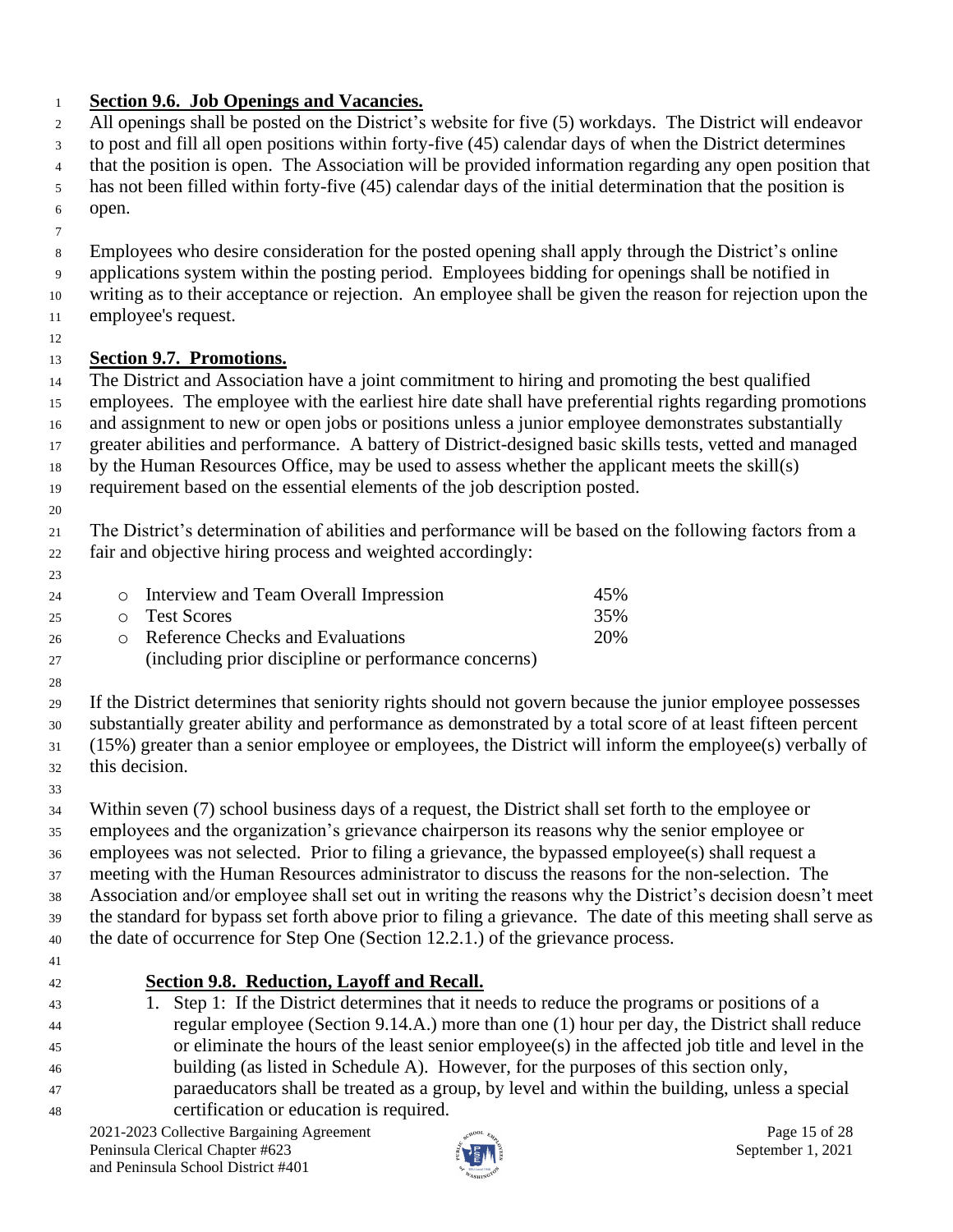**Section 9.6. Job Openings and Vacancies.**

All openings shall be posted on the District's website for five (5) workdays. The District will endeavor to post and fill all open positions within forty-five (45) calendar days of when the District determines that the position is open. The Association will be provided information regarding any open position that has not been filled within forty-five (45) calendar days of the initial determination that the position is open.

Employees who desire consideration for the posted opening shall apply through the District's online applications system within the posting period. Employees bidding for openings shall be notified in writing as to their acceptance or rejection. An employee shall be given the reason for rejection upon the employee's request.

**Section 9.7. Promotions.**

The District and Association have a joint commitment to hiring and promoting the best qualified employees. The employee with the earliest hire date shall have preferential rights regarding promotions and assignment to new or open jobs or positions unless a junior employee demonstrates substantially greater abilities and performance. A battery of District-designed basic skills tests, vetted and managed by the Human Resources Office, may be used to assess whether the applicant meets the skill(s) requirement based on the essential elements of the job description posted.

The District's determination of abilities and performance will be based on the following factors from a fair and objective hiring process and weighted accordingly:

- Interview and Team Overall Impression 45%
- Test Scores 35%
- Reference Checks and Evaluations 20%
  (including prior discipline or performance concerns)

If the District determines that seniority rights should not govern because the junior employee possesses substantially greater ability and performance as demonstrated by a total score of at least fifteen percent (15%) greater than a senior employee or employees, the District will inform the employee(s) verbally of this decision.

Within seven (7) school business days of a request, the District shall set forth to the employee or employees and the organization's grievance chairperson its reasons why the senior employee or employees was not selected. Prior to filing a grievance, the bypassed employee(s) shall request a meeting with the Human Resources administrator to discuss the reasons for the non-selection. The Association and/or employee shall set out in writing the reasons why the District's decision doesn't meet the standard for bypass set forth above prior to filing a grievance. The date of this meeting shall serve as the date of occurrence for Step One (Section 12.2.1.) of the grievance process.

**Section 9.8. Reduction, Layoff and Recall.**

1. Step 1: If the District determines that it needs to reduce the programs or positions of a regular employee (Section 9.14.A.) more than one (1) hour per day, the District shall reduce or eliminate the hours of the least senior employee(s) in the affected job title and level in the building (as listed in Schedule A). However, for the purposes of this section only, paraeducators shall be treated as a group, by level and within the building, unless a special certification or education is required.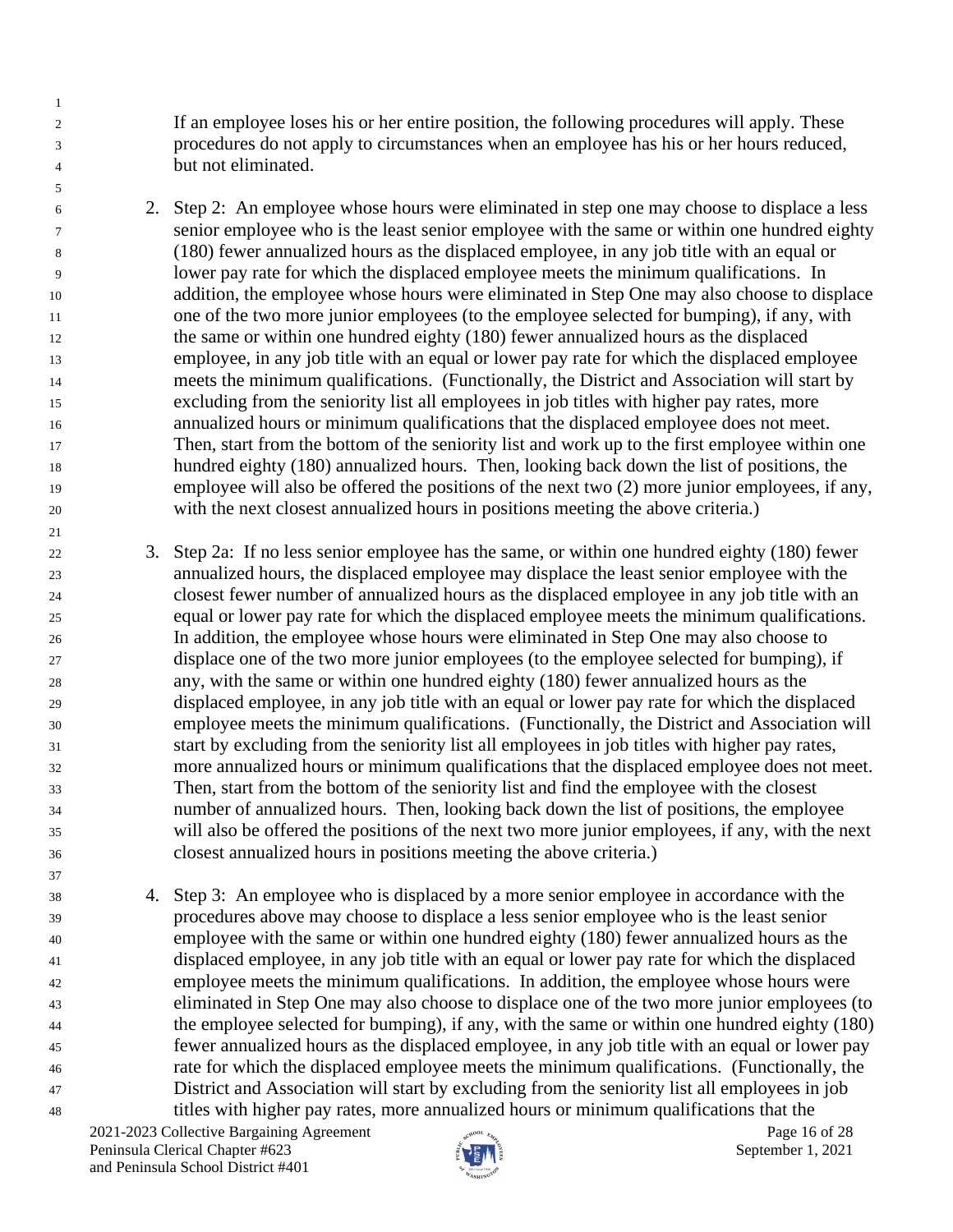If an employee loses his or her entire position, the following procedures will apply. These procedures do not apply to circumstances when an employee has his or her hours reduced, but not eliminated.

2. Step 2: An employee whose hours were eliminated in step one may choose to displace a less senior employee who is the least senior employee with the same or within one hundred eighty (180) fewer annualized hours as the displaced employee, in any job title with an equal or lower pay rate for which the displaced employee meets the minimum qualifications. In addition, the employee whose hours were eliminated in Step One may also choose to displace one of the two more junior employees (to the employee selected for bumping), if any, with the same or within one hundred eighty (180) fewer annualized hours as the displaced employee, in any job title with an equal or lower pay rate for which the displaced employee meets the minimum qualifications. (Functionally, the District and Association will start by excluding from the seniority list all employees in job titles with higher pay rates, more annualized hours or minimum qualifications that the displaced employee does not meet. Then, start from the bottom of the seniority list and work up to the first employee within one hundred eighty (180) annualized hours. Then, looking back down the list of positions, the employee will also be offered the positions of the next two (2) more junior employees, if any, with the next closest annualized hours in positions meeting the above criteria.)

3. Step 2a: If no less senior employee has the same, or within one hundred eighty (180) fewer annualized hours, the displaced employee may displace the least senior employee with the closest fewer number of annualized hours as the displaced employee in any job title with an equal or lower pay rate for which the displaced employee meets the minimum qualifications. In addition, the employee whose hours were eliminated in Step One may also choose to displace one of the two more junior employees (to the employee selected for bumping), if any, with the same or within one hundred eighty (180) fewer annualized hours as the displaced employee, in any job title with an equal or lower pay rate for which the displaced employee meets the minimum qualifications. (Functionally, the District and Association will start by excluding from the seniority list all employees in job titles with higher pay rates, more annualized hours or minimum qualifications that the displaced employee does not meet. Then, start from the bottom of the seniority list and find the employee with the closest number of annualized hours. Then, looking back down the list of positions, the employee will also be offered the positions of the next two more junior employees, if any, with the next closest annualized hours in positions meeting the above criteria.)

4. Step 3: An employee who is displaced by a more senior employee in accordance with the procedures above may choose to displace a less senior employee who is the least senior employee with the same or within one hundred eighty (180) fewer annualized hours as the displaced employee, in any job title with an equal or lower pay rate for which the displaced employee meets the minimum qualifications. In addition, the employee whose hours were eliminated in Step One may also choose to displace one of the two more junior employees (to the employee selected for bumping), if any, with the same or within one hundred eighty (180) fewer annualized hours as the displaced employee, in any job title with an equal or lower pay rate for which the displaced employee meets the minimum qualifications. (Functionally, the District and Association will start by excluding from the seniority list all employees in job titles with higher pay rates, more annualized hours or minimum qualifications that the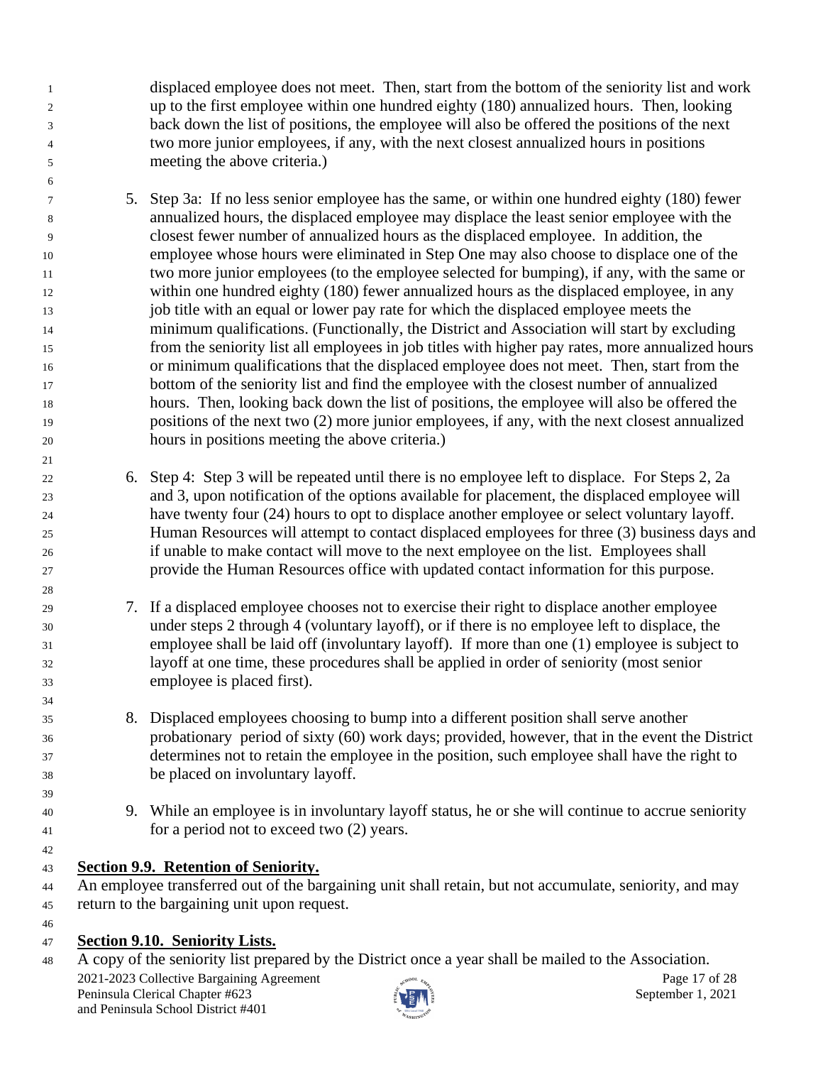displaced employee does not meet. Then, start from the bottom of the seniority list and work up to the first employee within one hundred eighty (180) annualized hours. Then, looking back down the list of positions, the employee will also be offered the positions of the next two more junior employees, if any, with the next closest annualized hours in positions meeting the above criteria.)

5. Step 3a: If no less senior employee has the same, or within one hundred eighty (180) fewer annualized hours, the displaced employee may displace the least senior employee with the closest fewer number of annualized hours as the displaced employee. In addition, the employee whose hours were eliminated in Step One may also choose to displace one of the two more junior employees (to the employee selected for bumping), if any, with the same or within one hundred eighty (180) fewer annualized hours as the displaced employee, in any job title with an equal or lower pay rate for which the displaced employee meets the minimum qualifications. (Functionally, the District and Association will start by excluding from the seniority list all employees in job titles with higher pay rates, more annualized hours or minimum qualifications that the displaced employee does not meet. Then, start from the bottom of the seniority list and find the employee with the closest number of annualized hours. Then, looking back down the list of positions, the employee will also be offered the positions of the next two (2) more junior employees, if any, with the next closest annualized hours in positions meeting the above criteria.)

6. Step 4: Step 3 will be repeated until there is no employee left to displace. For Steps 2, 2a and 3, upon notification of the options available for placement, the displaced employee will have twenty four (24) hours to opt to displace another employee or select voluntary layoff. Human Resources will attempt to contact displaced employees for three (3) business days and if unable to make contact will move to the next employee on the list. Employees shall provide the Human Resources office with updated contact information for this purpose.

7. If a displaced employee chooses not to exercise their right to displace another employee under steps 2 through 4 (voluntary layoff), or if there is no employee left to displace, the employee shall be laid off (involuntary layoff). If more than one (1) employee is subject to layoff at one time, these procedures shall be applied in order of seniority (most senior employee is placed first).

8. Displaced employees choosing to bump into a different position shall serve another probationary period of sixty (60) work days; provided, however, that in the event the District determines not to retain the employee in the position, such employee shall have the right to be placed on involuntary layoff.

9. While an employee is in involuntary layoff status, he or she will continue to accrue seniority for a period not to exceed two (2) years.

**Section 9.9. Retention of Seniority.**

An employee transferred out of the bargaining unit shall retain, but not accumulate, seniority, and may return to the bargaining unit upon request.

**Section 9.10. Seniority Lists.**

A copy of the seniority list prepared by the District once a year shall be mailed to the Association.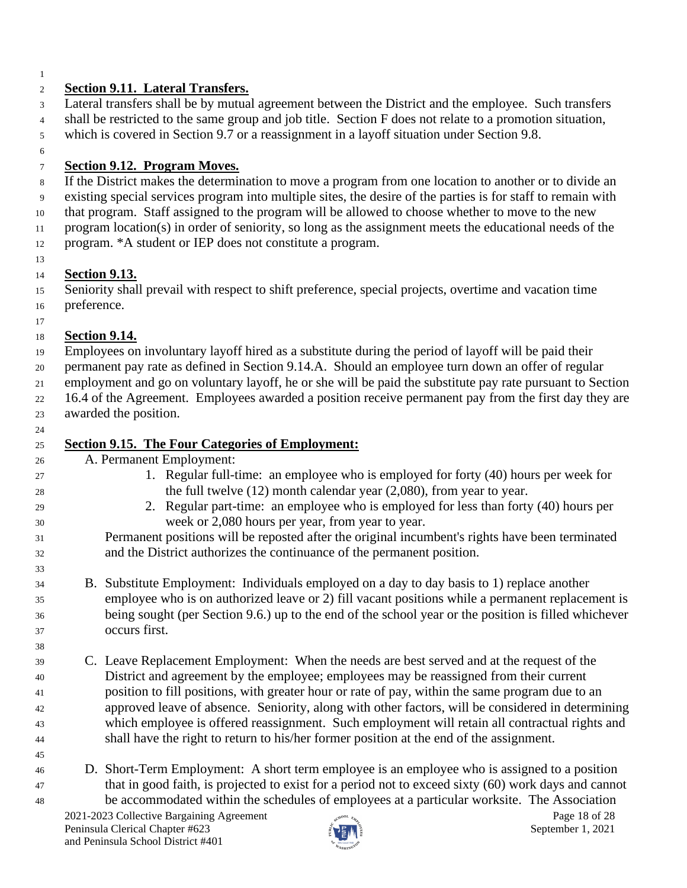**Section 9.11. Lateral Transfers.**

Lateral transfers shall be by mutual agreement between the District and the employee. Such transfers shall be restricted to the same group and job title. Section F does not relate to a promotion situation, which is covered in Section 9.7 or a reassignment in a layoff situation under Section 9.8.

**Section 9.12. Program Moves.**

If the District makes the determination to move a program from one location to another or to divide an existing special services program into multiple sites, the desire of the parties is for staff to remain with that program. Staff assigned to the program will be allowed to choose whether to move to the new program location(s) in order of seniority, so long as the assignment meets the educational needs of the program. *A student or IEP does not constitute a program.

**Section 9.13.**

Seniority shall prevail with respect to shift preference, special projects, overtime and vacation time preference.

**Section 9.14.**

Employees on involuntary layoff hired as a substitute during the period of layoff will be paid their permanent pay rate as defined in Section 9.14.A. Should an employee turn down an offer of regular employment and go on voluntary layoff, he or she will be paid the substitute pay rate pursuant to Section 16.4 of the Agreement. Employees awarded a position receive permanent pay from the first day they are awarded the position.

**Section 9.15. The Four Categories of Employment:**

A. Permanent Employment:

1. Regular full-time: an employee who is employed for forty (40) hours per week for the full twelve (12) month calendar year (2,080), from year to year.
2. Regular part-time: an employee who is employed for less than forty (40) hours per week or 2,080 hours per year, from year to year.

Permanent positions will be reposted after the original incumbent's rights have been terminated and the District authorizes the continuance of the permanent position.

B. Substitute Employment: Individuals employed on a day to day basis to 1) replace another employee who is on authorized leave or 2) fill vacant positions while a permanent replacement is being sought (per Section 9.6.) up to the end of the school year or the position is filled whichever occurs first.

C. Leave Replacement Employment: When the needs are best served and at the request of the District and agreement by the employee; employees may be reassigned from their current position to fill positions, with greater hour or rate of pay, within the same program due to an approved leave of absence. Seniority, along with other factors, will be considered in determining which employee is offered reassignment. Such employment will retain all contractual rights and shall have the right to return to his/her former position at the end of the assignment.

D. Short-Term Employment: A short term employee is an employee who is assigned to a position that in good faith, is projected to exist for a period not to exceed sixty (60) work days and cannot be accommodated within the schedules of employees at a particular worksite. The Association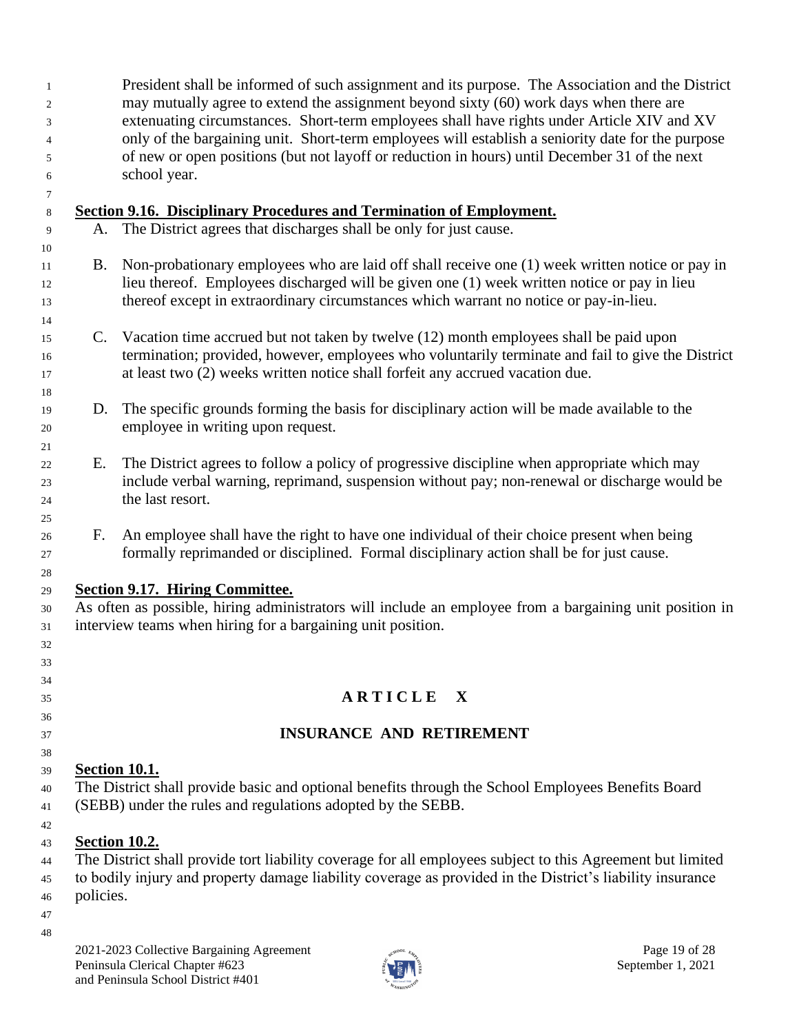President shall be informed of such assignment and its purpose. The Association and the District may mutually agree to extend the assignment beyond sixty (60) work days when there are extenuating circumstances. Short-term employees shall have rights under Article XIV and XV only of the bargaining unit. Short-term employees will establish a seniority date for the purpose of new or open positions (but not layoff or reduction in hours) until December 31 of the next school year.

**Section 9.16. Disciplinary Procedures and Termination of Employment.**

A. The District agrees that discharges shall be only for just cause.

B. Non-probationary employees who are laid off shall receive one (1) week written notice or pay in lieu thereof. Employees discharged will be given one (1) week written notice or pay in lieu thereof except in extraordinary circumstances which warrant no notice or pay-in-lieu.

C. Vacation time accrued but not taken by twelve (12) month employees shall be paid upon termination; provided, however, employees who voluntarily terminate and fail to give the District at least two (2) weeks written notice shall forfeit any accrued vacation due.

D. The specific grounds forming the basis for disciplinary action will be made available to the employee in writing upon request.

E. The District agrees to follow a policy of progressive discipline when appropriate which may include verbal warning, reprimand, suspension without pay; non-renewal or discharge would be the last resort.

F. An employee shall have the right to have one individual of their choice present when being formally reprimanded or disciplined. Formal disciplinary action shall be for just cause.

**Section 9.17. Hiring Committee.**

As often as possible, hiring administrators will include an employee from a bargaining unit position in interview teams when hiring for a bargaining unit position.

# ARTICLE X

## INSURANCE AND RETIREMENT

**Section 10.1.**

The District shall provide basic and optional benefits through the School Employees Benefits Board (SEBB) under the rules and regulations adopted by the SEBB.

**Section 10.2.**

The District shall provide tort liability coverage for all employees subject to this Agreement but limited to bodily injury and property damage liability coverage as provided in the District's liability insurance policies.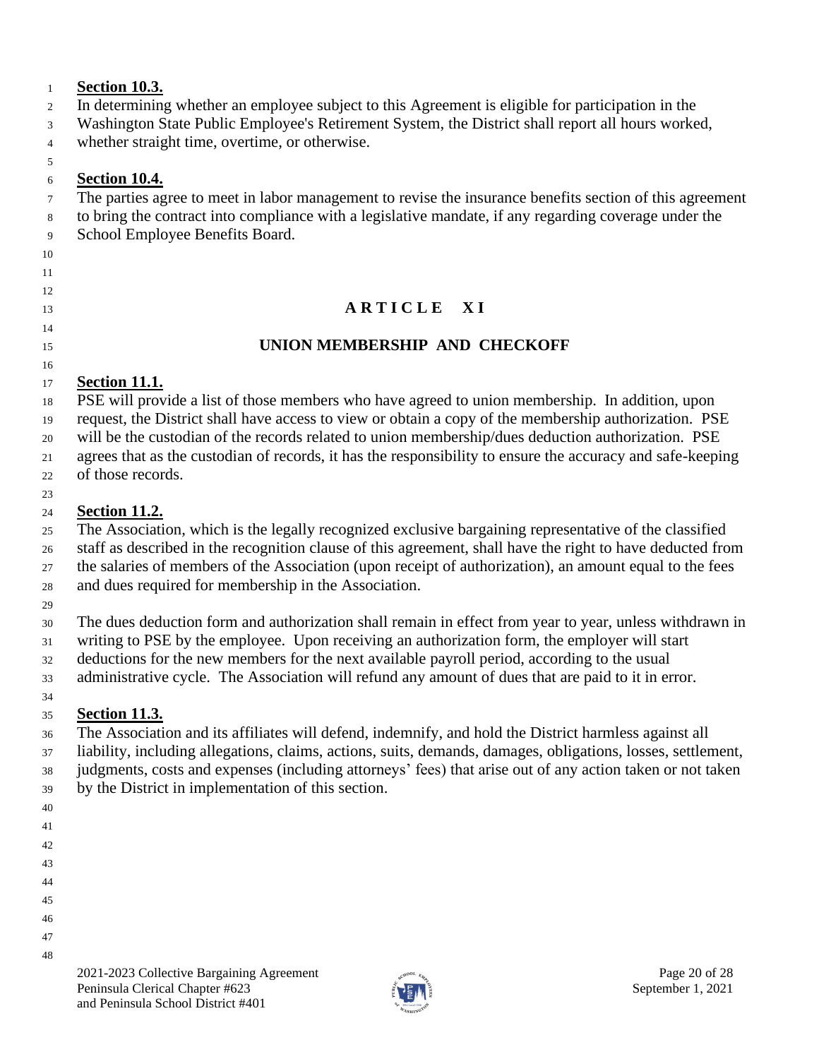**Section 10.3.**

In determining whether an employee subject to this Agreement is eligible for participation in the Washington State Public Employee's Retirement System, the District shall report all hours worked, whether straight time, overtime, or otherwise.

**Section 10.4.**

The parties agree to meet in labor management to revise the insurance benefits section of this agreement to bring the contract into compliance with a legislative mandate, if any regarding coverage under the School Employee Benefits Board.

# ARTICLE XI

## UNION MEMBERSHIP AND CHECKOFF

**Section 11.1.**

PSE will provide a list of those members who have agreed to union membership. In addition, upon request, the District shall have access to view or obtain a copy of the membership authorization. PSE will be the custodian of the records related to union membership/dues deduction authorization. PSE agrees that as the custodian of records, it has the responsibility to ensure the accuracy and safe-keeping of those records.

**Section 11.2.**

The Association, which is the legally recognized exclusive bargaining representative of the classified staff as described in the recognition clause of this agreement, shall have the right to have deducted from the salaries of members of the Association (upon receipt of authorization), an amount equal to the fees and dues required for membership in the Association.

The dues deduction form and authorization shall remain in effect from year to year, unless withdrawn in writing to PSE by the employee. Upon receiving an authorization form, the employer will start deductions for the new members for the next available payroll period, according to the usual administrative cycle. The Association will refund any amount of dues that are paid to it in error.

**Section 11.3.**

The Association and its affiliates will defend, indemnify, and hold the District harmless against all liability, including allegations, claims, actions, suits, demands, damages, obligations, losses, settlement, judgments, costs and expenses (including attorneys' fees) that arise out of any action taken or not taken by the District in implementation of this section.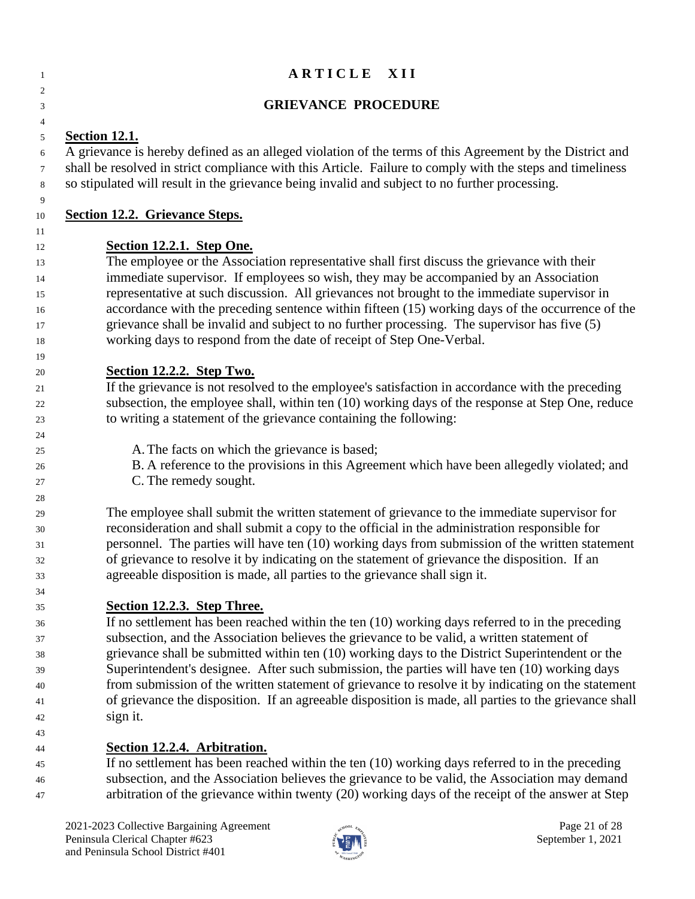# ARTICLE XII

## GRIEVANCE PROCEDURE

**Section 12.1.**

A grievance is hereby defined as an alleged violation of the terms of this Agreement by the District and shall be resolved in strict compliance with this Article. Failure to comply with the steps and timeliness so stipulated will result in the grievance being invalid and subject to no further processing.

**Section 12.2. Grievance Steps.**

**Section 12.2.1. Step One.**

The employee or the Association representative shall first discuss the grievance with their immediate supervisor. If employees so wish, they may be accompanied by an Association representative at such discussion. All grievances not brought to the immediate supervisor in accordance with the preceding sentence within fifteen (15) working days of the occurrence of the grievance shall be invalid and subject to no further processing. The supervisor has five (5) working days to respond from the date of receipt of Step One-Verbal.

**Section 12.2.2. Step Two.**

If the grievance is not resolved to the employee's satisfaction in accordance with the preceding subsection, the employee shall, within ten (10) working days of the response at Step One, reduce to writing a statement of the grievance containing the following:

A. The facts on which the grievance is based;
B. A reference to the provisions in this Agreement which have been allegedly violated; and
C. The remedy sought.

The employee shall submit the written statement of grievance to the immediate supervisor for reconsideration and shall submit a copy to the official in the administration responsible for personnel. The parties will have ten (10) working days from submission of the written statement of grievance to resolve it by indicating on the statement of grievance the disposition. If an agreeable disposition is made, all parties to the grievance shall sign it.

**Section 12.2.3. Step Three.**

If no settlement has been reached within the ten (10) working days referred to in the preceding subsection, and the Association believes the grievance to be valid, a written statement of grievance shall be submitted within ten (10) working days to the District Superintendent or the Superintendent's designee. After such submission, the parties will have ten (10) working days from submission of the written statement of grievance to resolve it by indicating on the statement of grievance the disposition. If an agreeable disposition is made, all parties to the grievance shall sign it.

**Section 12.2.4. Arbitration.**

If no settlement has been reached within the ten (10) working days referred to in the preceding subsection, and the Association believes the grievance to be valid, the Association may demand arbitration of the grievance within twenty (20) working days of the receipt of the answer at Step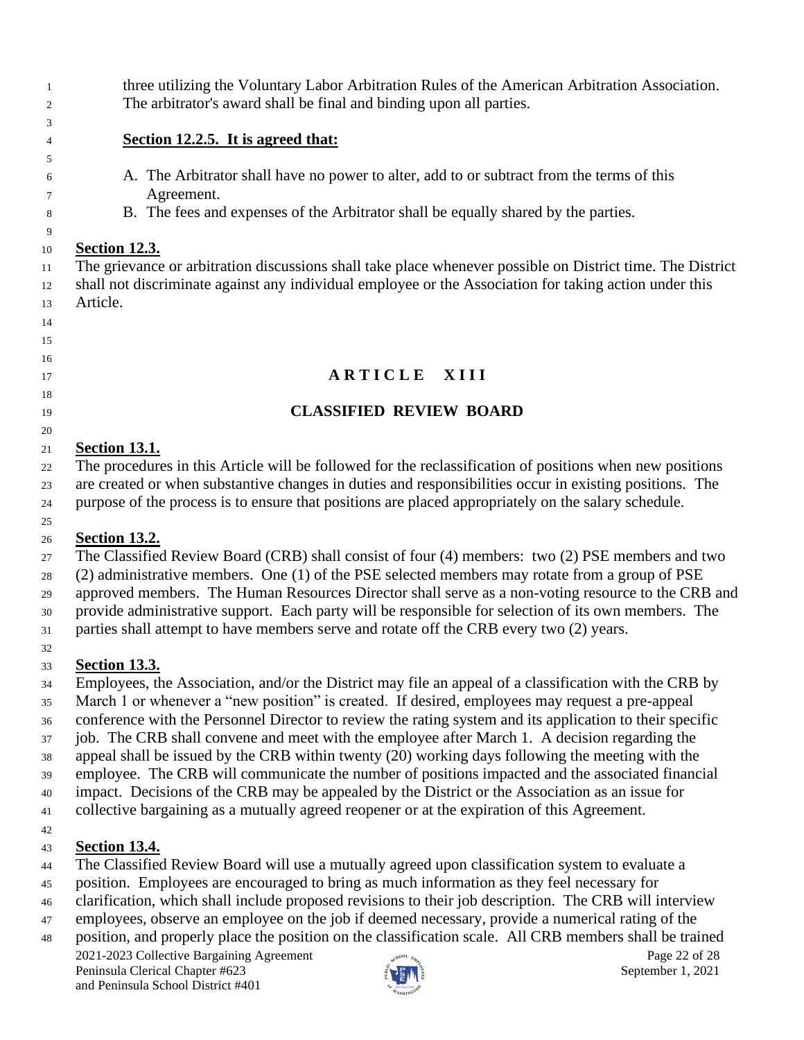three utilizing the Voluntary Labor Arbitration Rules of the American Arbitration Association. The arbitrator's award shall be final and binding upon all parties.

**Section 12.2.5. It is agreed that:**

A. The Arbitrator shall have no power to alter, add to or subtract from the terms of this Agreement.
B. The fees and expenses of the Arbitrator shall be equally shared by the parties.

**Section 12.3.**
The grievance or arbitration discussions shall take place whenever possible on District time. The District shall not discriminate against any individual employee or the Association for taking action under this Article.

# ARTICLE XIII

## CLASSIFIED REVIEW BOARD

**Section 13.1.**
The procedures in this Article will be followed for the reclassification of positions when new positions are created or when substantive changes in duties and responsibilities occur in existing positions. The purpose of the process is to ensure that positions are placed appropriately on the salary schedule.

**Section 13.2.**
The Classified Review Board (CRB) shall consist of four (4) members: two (2) PSE members and two (2) administrative members. One (1) of the PSE selected members may rotate from a group of PSE approved members. The Human Resources Director shall serve as a non-voting resource to the CRB and provide administrative support. Each party will be responsible for selection of its own members. The parties shall attempt to have members serve and rotate off the CRB every two (2) years.

**Section 13.3.**
Employees, the Association, and/or the District may file an appeal of a classification with the CRB by March 1 or whenever a "new position" is created. If desired, employees may request a pre-appeal conference with the Personnel Director to review the rating system and its application to their specific job. The CRB shall convene and meet with the employee after March 1. A decision regarding the appeal shall be issued by the CRB within twenty (20) working days following the meeting with the employee. The CRB will communicate the number of positions impacted and the associated financial impact. Decisions of the CRB may be appealed by the District or the Association as an issue for collective bargaining as a mutually agreed reopener or at the expiration of this Agreement.

**Section 13.4.**
The Classified Review Board will use a mutually agreed upon classification system to evaluate a position. Employees are encouraged to bring as much information as they feel necessary for clarification, which shall include proposed revisions to their job description. The CRB will interview employees, observe an employee on the job if deemed necessary, provide a numerical rating of the position, and properly place the position on the classification scale. All CRB members shall be trained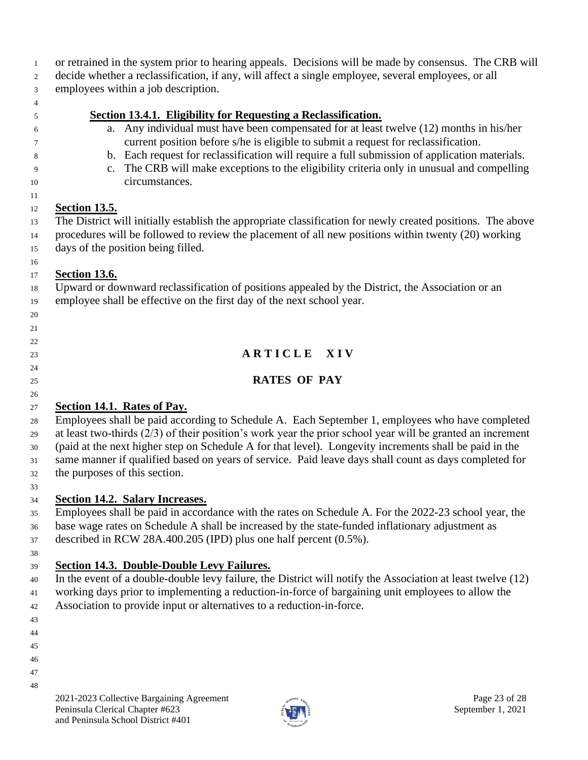or retrained in the system prior to hearing appeals. Decisions will be made by consensus. The CRB will decide whether a reclassification, if any, will affect a single employee, several employees, or all employees within a job description.

**Section 13.4.1. Eligibility for Requesting a Reclassification.**

a. Any individual must have been compensated for at least twelve (12) months in his/her current position before s/he is eligible to submit a request for reclassification.
b. Each request for reclassification will require a full submission of application materials.
c. The CRB will make exceptions to the eligibility criteria only in unusual and compelling circumstances.

**Section 13.5.**

The District will initially establish the appropriate classification for newly created positions. The above procedures will be followed to review the placement of all new positions within twenty (20) working days of the position being filled.

**Section 13.6.**

Upward or downward reclassification of positions appealed by the District, the Association or an employee shall be effective on the first day of the next school year.

# ARTICLE XIV

## RATES OF PAY

**Section 14.1. Rates of Pay.**

Employees shall be paid according to Schedule A. Each September 1, employees who have completed at least two-thirds (2/3) of their position's work year the prior school year will be granted an increment (paid at the next higher step on Schedule A for that level). Longevity increments shall be paid in the same manner if qualified based on years of service. Paid leave days shall count as days completed for the purposes of this section.

**Section 14.2. Salary Increases.**

Employees shall be paid in accordance with the rates on Schedule A. For the 2022-23 school year, the base wage rates on Schedule A shall be increased by the state-funded inflationary adjustment as described in RCW 28A.400.205 (IPD) plus one half percent (0.5%).

**Section 14.3. Double-Double Levy Failures.**

In the event of a double-double levy failure, the District will notify the Association at least twelve (12) working days prior to implementing a reduction-in-force of bargaining unit employees to allow the Association to provide input or alternatives to a reduction-in-force.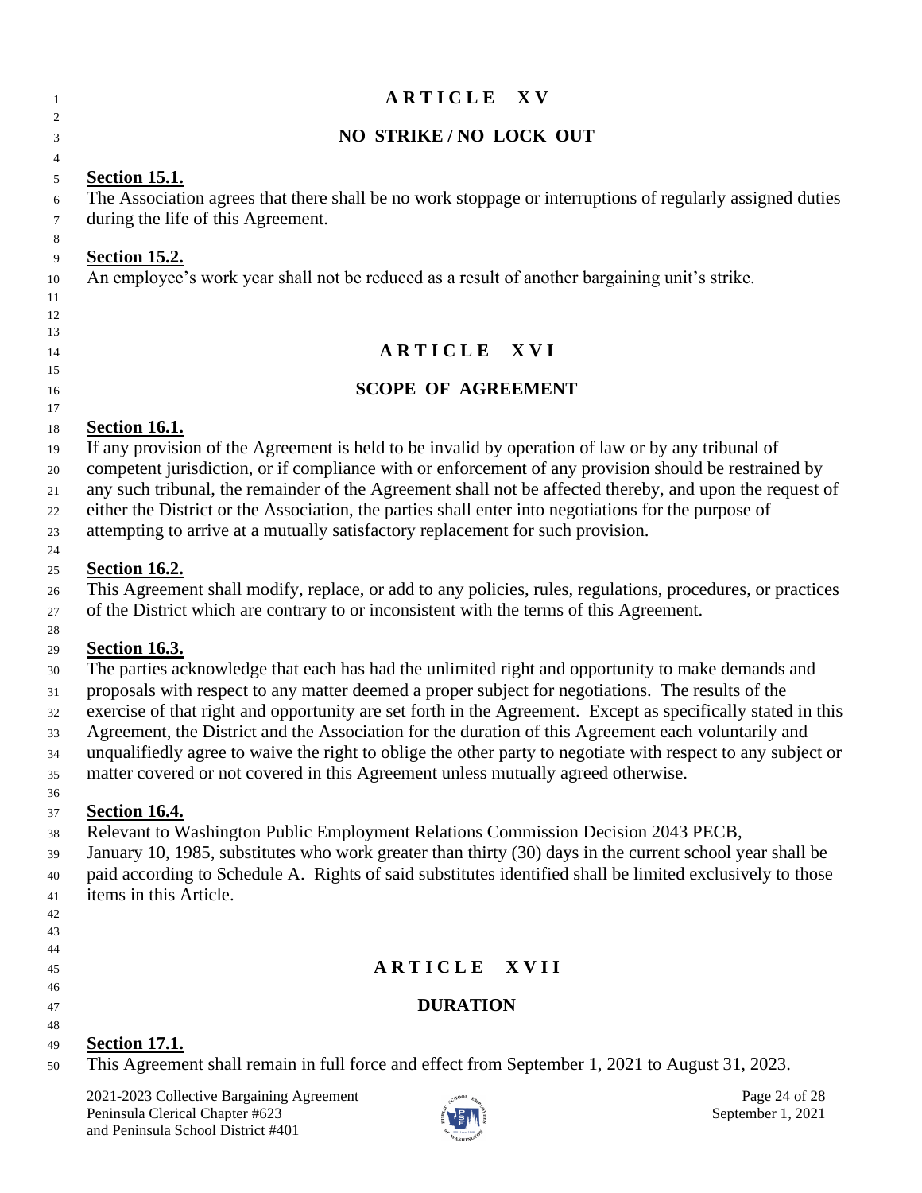## ARTICLE XV

## NO STRIKE / NO LOCK OUT

**Section 15.1.**

The Association agrees that there shall be no work stoppage or interruptions of regularly assigned duties during the life of this Agreement.

**Section 15.2.**

An employee's work year shall not be reduced as a result of another bargaining unit's strike.

## ARTICLE XVI

## SCOPE OF AGREEMENT

**Section 16.1.**

If any provision of the Agreement is held to be invalid by operation of law or by any tribunal of competent jurisdiction, or if compliance with or enforcement of any provision should be restrained by any such tribunal, the remainder of the Agreement shall not be affected thereby, and upon the request of either the District or the Association, the parties shall enter into negotiations for the purpose of attempting to arrive at a mutually satisfactory replacement for such provision.

**Section 16.2.**

This Agreement shall modify, replace, or add to any policies, rules, regulations, procedures, or practices of the District which are contrary to or inconsistent with the terms of this Agreement.

**Section 16.3.**

The parties acknowledge that each has had the unlimited right and opportunity to make demands and proposals with respect to any matter deemed a proper subject for negotiations. The results of the exercise of that right and opportunity are set forth in the Agreement. Except as specifically stated in this Agreement, the District and the Association for the duration of this Agreement each voluntarily and unqualifiedly agree to waive the right to oblige the other party to negotiate with respect to any subject or matter covered or not covered in this Agreement unless mutually agreed otherwise.

**Section 16.4.**

Relevant to Washington Public Employment Relations Commission Decision 2043 PECB, January 10, 1985, substitutes who work greater than thirty (30) days in the current school year shall be paid according to Schedule A. Rights of said substitutes identified shall be limited exclusively to those items in this Article.

## ARTICLE XVII

## DURATION

**Section 17.1.**

This Agreement shall remain in full force and effect from September 1, 2021 to August 31, 2023.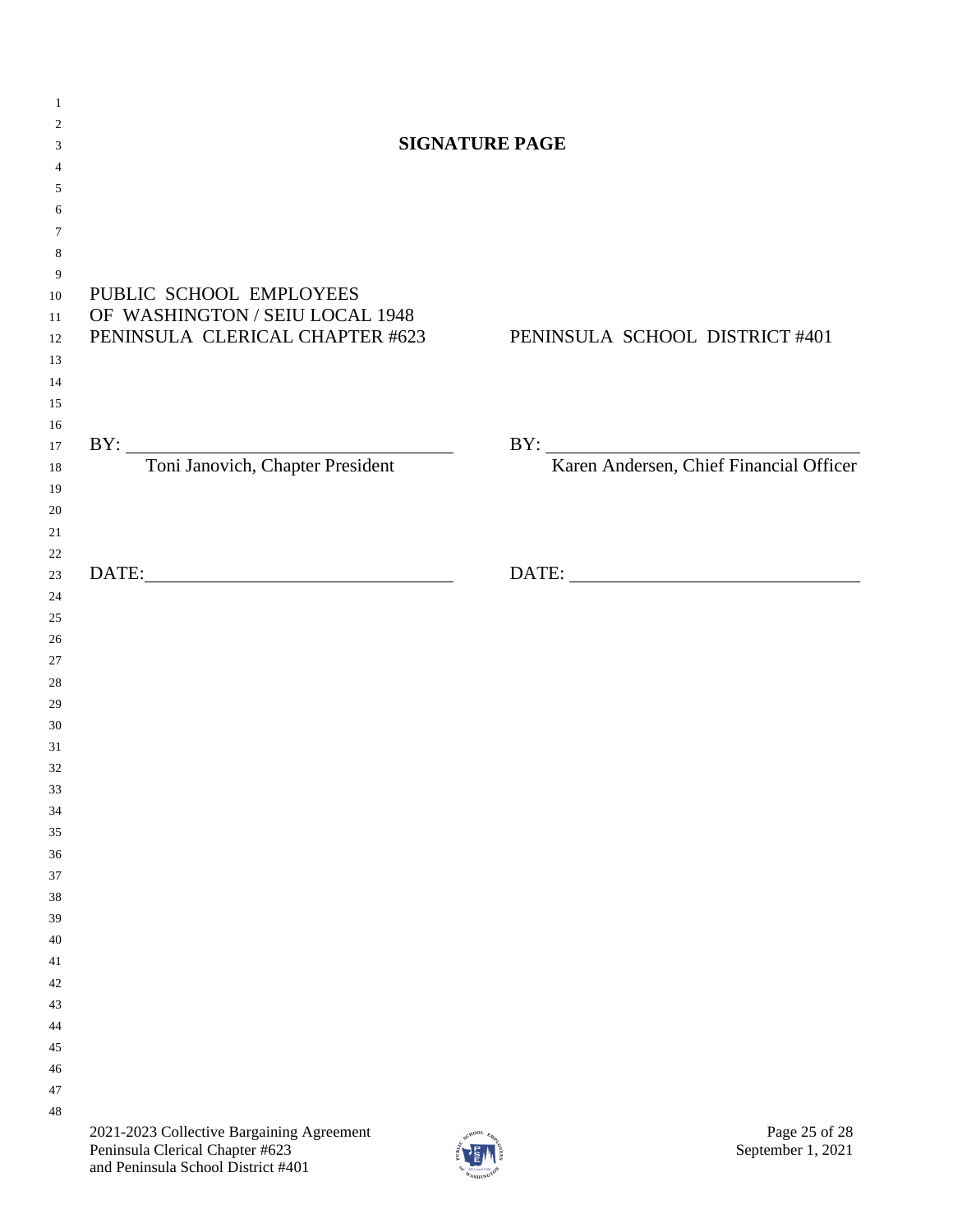# SIGNATURE PAGE

| PUBLIC SCHOOL EMPLOYEES OF WASHINGTON / SEIU LOCAL 1948 PENINSULA CLERICAL CHAPTER #623 | PENINSULA SCHOOL DISTRICT #401 |
|---|---|
| BY: ______________________ | BY: ______________________ |
| Toni Janovich, Chapter President | Karen Andersen, Chief Financial Officer |
| DATE: ______________________ | DATE: ______________________ |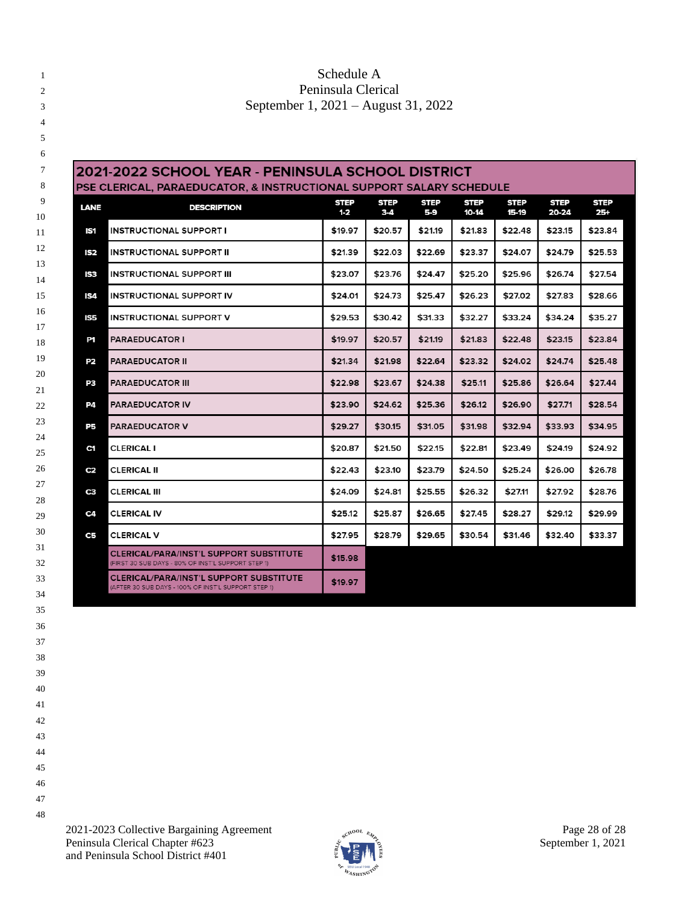# Schedule A
## Peninsula Clerical
## September 1, 2021 – August 31, 2022

**2021-2022 SCHOOL YEAR - PENINSULA SCHOOL DISTRICT**
**PSE CLERICAL, PARAEDUCATOR, & INSTRUCTIONAL SUPPORT SALARY SCHEDULE**

| LANE | DESCRIPTION | STEP 1-2 | STEP 3-4 | STEP 5-9 | STEP 10-14 | STEP 15-19 | STEP 20-24 | STEP 25+ |
|---|---|---|---|---|---|---|---|---|
| IS1 | INSTRUCTIONAL SUPPORT I | $19.97 | $20.57 | $21.19 | $21.83 | $22.48 | $23.15 | $23.84 |
| IS2 | INSTRUCTIONAL SUPPORT II | $21.39 | $22.03 | $22.69 | $23.37 | $24.07 | $24.79 | $25.53 |
| IS3 | INSTRUCTIONAL SUPPORT III | $23.07 | $23.76 | $24.47 | $25.20 | $25.96 | $26.74 | $27.54 |
| IS4 | INSTRUCTIONAL SUPPORT IV | $24.01 | $24.73 | $25.47 | $26.23 | $27.02 | $27.83 | $28.66 |
| IS5 | INSTRUCTIONAL SUPPORT V | $29.53 | $30.42 | $31.33 | $32.27 | $33.24 | $34.24 | $35.27 |
| P1 | PARAEDUCATOR I | $19.97 | $20.57 | $21.19 | $21.83 | $22.48 | $23.15 | $23.84 |
| P2 | PARAEDUCATOR II | $21.34 | $21.98 | $22.64 | $23.32 | $24.02 | $24.74 | $25.48 |
| P3 | PARAEDUCATOR III | $22.98 | $23.67 | $24.38 | $25.11 | $25.86 | $26.64 | $27.44 |
| P4 | PARAEDUCATOR IV | $23.90 | $24.62 | $25.36 | $26.12 | $26.90 | $27.71 | $28.54 |
| P5 | PARAEDUCATOR V | $29.27 | $30.15 | $31.05 | $31.98 | $32.94 | $33.93 | $34.95 |
| C1 | CLERICAL I | $20.87 | $21.50 | $22.15 | $22.81 | $23.49 | $24.19 | $24.92 |
| C2 | CLERICAL II | $22.43 | $23.10 | $23.79 | $24.50 | $25.24 | $26.00 | $26.78 |
| C3 | CLERICAL III | $24.09 | $24.81 | $25.55 | $26.32 | $27.11 | $27.92 | $28.76 |
| C4 | CLERICAL IV | $25.12 | $25.87 | $26.65 | $27.45 | $28.27 | $29.12 | $29.99 |
| C5 | CLERICAL V | $27.95 | $28.79 | $29.65 | $30.54 | $31.46 | $32.40 | $33.37 |
| | CLERICAL/PARA/INST'L SUPPORT SUBSTITUTE (FIRST 30 SUB DAYS - 80% OF INST'L SUPPORT STEP 1) | $15.98 | | | | | | |
| | CLERICAL/PARA/INST'L SUPPORT SUBSTITUTE (AFTER 30 SUB DAYS - 100% OF INST'L SUPPORT STEP 1) | $19.97 | | | | | | |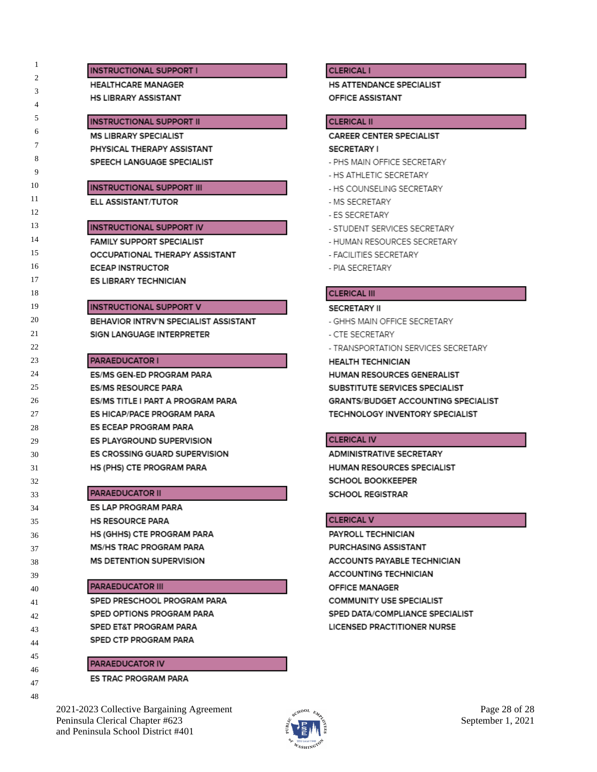**INSTRUCTIONAL SUPPORT I**

HEALTHCARE MANAGER
HS LIBRARY ASSISTANT

**INSTRUCTIONAL SUPPORT II**

MS LIBRARY SPECIALIST
PHYSICAL THERAPY ASSISTANT
SPEECH LANGUAGE SPECIALIST

**INSTRUCTIONAL SUPPORT III**

ELL ASSISTANT/TUTOR

**INSTRUCTIONAL SUPPORT IV**

FAMILY SUPPORT SPECIALIST
OCCUPATIONAL THERAPY ASSISTANT
ECEAP INSTRUCTOR
ES LIBRARY TECHNICIAN

**INSTRUCTIONAL SUPPORT V**

BEHAVIOR INTRV'N SPECIALIST ASSISTANT
SIGN LANGUAGE INTERPRETER

**PARAEDUCATOR I**

ES/MS GEN-ED PROGRAM PARA
ES/MS RESOURCE PARA
ES/MS TITLE I PART A PROGRAM PARA
ES HICAP/PACE PROGRAM PARA
ES ECEAP PROGRAM PARA
ES PLAYGROUND SUPERVISION
ES CROSSING GUARD SUPERVISION
HS (PHS) CTE PROGRAM PARA

**PARAEDUCATOR II**

ES LAP PROGRAM PARA
HS RESOURCE PARA
HS (GHHS) CTE PROGRAM PARA
MS/HS TRAC PROGRAM PARA
MS DETENTION SUPERVISION

**PARAEDUCATOR III**

SPED PRESCHOOL PROGRAM PARA
SPED OPTIONS PROGRAM PARA
SPED ET&T PROGRAM PARA
SPED CTP PROGRAM PARA

**PARAEDUCATOR IV**

ES TRAC PROGRAM PARA

**CLERICAL I**

HS ATTENDANCE SPECIALIST
OFFICE ASSISTANT

**CLERICAL II**

CAREER CENTER SPECIALIST
SECRETARY I
- PHS MAIN OFFICE SECRETARY
- HS ATHLETIC SECRETARY
- HS COUNSELING SECRETARY
- MS SECRETARY
- ES SECRETARY
- STUDENT SERVICES SECRETARY
- HUMAN RESOURCES SECRETARY
- FACILITIES SECRETARY
- PIA SECRETARY

**CLERICAL III**

SECRETARY II
- GHHS MAIN OFFICE SECRETARY
- CTE SECRETARY
- TRANSPORTATION SERVICES SECRETARY

HEALTH TECHNICIAN
HUMAN RESOURCES GENERALIST
SUBSTITUTE SERVICES SPECIALIST
GRANTS/BUDGET ACCOUNTING SPECIALIST
TECHNOLOGY INVENTORY SPECIALIST

**CLERICAL IV**

ADMINISTRATIVE SECRETARY
HUMAN RESOURCES SPECIALIST
SCHOOL BOOKKEEPER
SCHOOL REGISTRAR

**CLERICAL V**

PAYROLL TECHNICIAN
PURCHASING ASSISTANT
ACCOUNTS PAYABLE TECHNICIAN
ACCOUNTING TECHNICIAN
OFFICE MANAGER
COMMUNITY USE SPECIALIST
SPED DATA/COMPLIANCE SPECIALIST
LICENSED PRACTITIONER NURSE